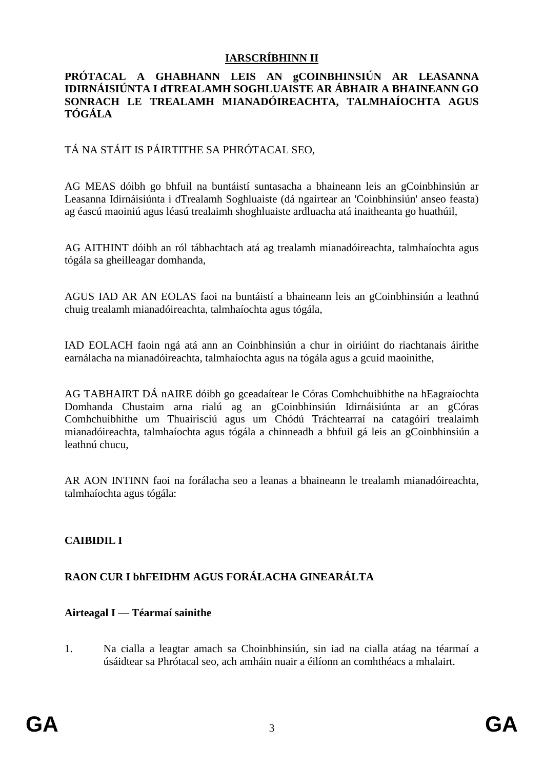# IARSCRÍBHINN II

**PRÓTACAL A GHABHANN LEIS AN gCOINBHINSIÚN AR LEASANNA IDIRNÁISIÚNTA I dTREALAMH SOGHLUAISTE AR ÁBHAIR A BHAINEANN GO SONRACH LE TREALAMH MIANADÓIREACHTA, TALMHAÍOCHTA AGUS TÓGÁLA**

TÁ NA STÁIT IS PÁIRTITHE SA PHRÓTACAL SEO,

AG MEAS dóibh go bhfuil na buntáistí suntasacha a bhaineann leis an gCoinbhinsiún ar Leasanna Idirnáisiúnta i dTrealamh Soghluaiste (dá ngairtear an 'Coinbhinsiún' anseo feasta) ag éascú maoiniú agus léasú trealaimh shoghluaiste ardluacha atá inaitheanta go huathúil,

AG AITHINT dóibh an ról tábhachtach atá ag trealamh mianadóireachta, talmhaíochta agus tógála sa gheilleagar domhanda,

AGUS IAD AR AN EOLAS faoi na buntáistí a bhaineann leis an gCoinbhinsiún a leathnú chuig trealamh mianadóireachta, talmhaíochta agus tógála,

IAD EOLACH faoin ngá atá ann an Coinbhinsiún a chur in oiriúint do riachtanais áirithe earnálacha na mianadóireachta, talmhaíochta agus na tógála agus a gcuid maoinithe,

AG TABHAIRT DÁ nAIRE dóibh go gceadaítear le Córas Comhchuibhithe na hEagraíochta Domhanda Chustaim arna rialú ag an gCoinbhinsiún Idirnáisiúnta ar an gCóras Comhchuibhithe um Thuairisciú agus um Chódú Tráchtearraí na catagóirí trealaimh mianadóireachta, talmhaíochta agus tógála a chinneadh a bhfuil gá leis an gCoinbhinsiún a leathnú chucu,

AR AON INTINN faoi na forálacha seo a leanas a bhaineann le trealamh mianadóireachta, talmhaíochta agus tógála:

## CAIBIDIL I

## RAON CUR I bhFEIDHM AGUS FORÁLACHA GINEARÁLTA

### Airteagal I — Téarmaí sainithe

1. Na cialla a leagtar amach sa Choinbhinsiún, sin iad na cialla atáag na téarmaí a úsáidtear sa Phrótacal seo, ach amháin nuair a éilíonn an comhthéacs a mhalairt.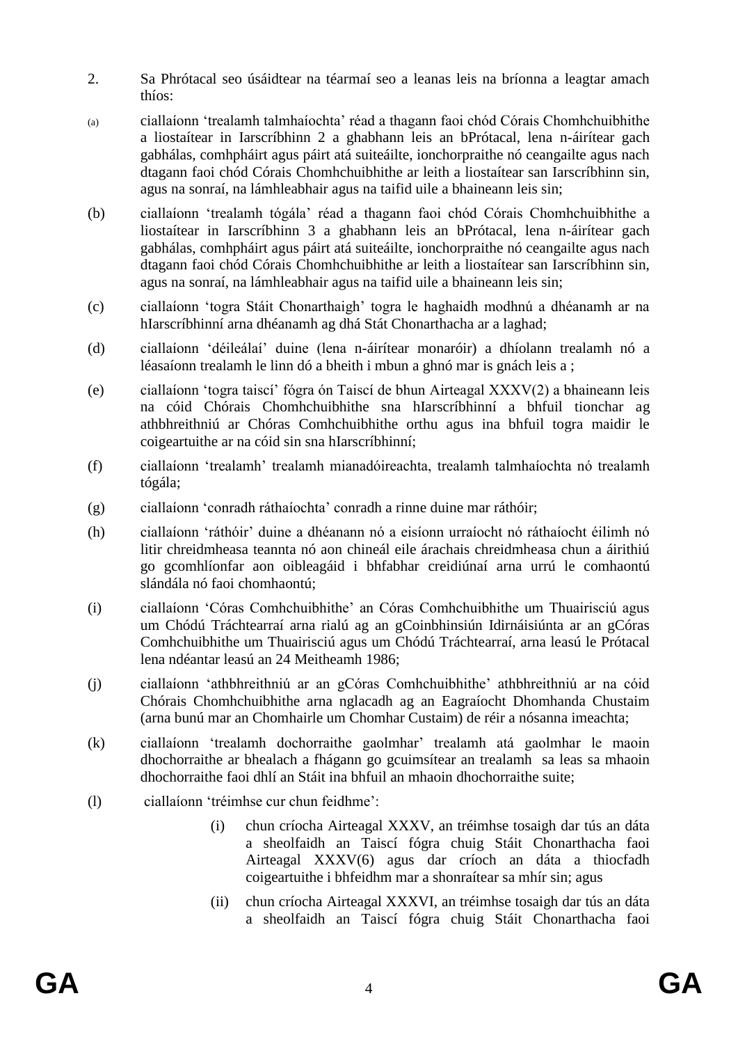2. Sa Phrótacal seo úsáidtear na téarmaí seo a leanas leis na bríonna a leagtar amach thíos:

(a) ciallaíonn 'trealamh talmhaíochta' réad a thagann faoi chód Córais Chomhchuibhithe a liostaítear in Iarscríbhinn 2 a ghabhann leis an bPrótacal, lena n-áirítear gach gabhálas, comhpháirt agus páirt atá suiteáilte, ionchorpraithe nó ceangailte agus nach dtagann faoi chód Córais Chomhchuibhithe ar leith a liostaítear san Iarscríbhinn sin, agus na sonraí, na lámhleabhair agus na taifid uile a bhaineann leis sin;

(b) ciallaíonn 'trealamh tógála' réad a thagann faoi chód Córais Chomhchuibhithe a liostaítear in Iarscríbhinn 3 a ghabhann leis an bPrótacal, lena n-áirítear gach gabhálas, comhpháirt agus páirt atá suiteáilte, ionchorpraithe nó ceangailte agus nach dtagann faoi chód Córais Chomhchuibhithe ar leith a liostaítear san Iarscríbhinn sin, agus na sonraí, na lámhleabhair agus na taifid uile a bhaineann leis sin;

(c) ciallaíonn 'togra Stáit Chonarthaigh' togra le haghaidh modhnú a dhéanamh ar na hIarscríbhinní arna dhéanamh ag dhá Stát Chonarthacha ar a laghad;

(d) ciallaíonn 'déileálaí' duine (lena n-áirítear monaróir) a dhíolann trealamh nó a léasaíonn trealamh le linn dó a bheith i mbun a ghnó mar is gnách leis a ;

(e) ciallaíonn 'togra taiscí' fógra ón Taiscí de bhun Airteagal XXXV(2) a bhaineann leis na cóid Chórais Chomhchuibhithe sna hIarscríbhinní a bhfuil tionchar ag athbhreithniú ar Chóras Comhchuibhithe orthu agus ina bhfuil togra maidir le coigeartuithe ar na cóid sin sna hIarscríbhinní;

(f) ciallaíonn 'trealamh' trealamh mianadóireachta, trealamh talmhaíochta nó trealamh tógála;

(g) ciallaíonn 'conradh ráthaíochta' conradh a rinne duine mar ráthóir;

(h) ciallaíonn 'ráthóir' duine a dhéanann nó a eisíonn urraíocht nó ráthaíocht éilimh nó litir chreidmheasa teannta nó aon chineál eile árachais chreidmheasa chun a áirithiú go gcomhlíonfar aon oibleagáid i bhfabhar creidiúnaí arna urrú le comhaontú slándála nó faoi chomhaontú;

(i) ciallaíonn 'Córas Comhchuibhithe' an Córas Comhchuibhithe um Thuairisciú agus um Chódú Tráchtearraí arna rialú ag an gCoinbhinsiún Idirnáisiúnta ar an gCóras Comhchuibhithe um Thuairisciú agus um Chódú Tráchtearraí, arna leasú le Prótacal lena ndéantar leasú an 24 Meitheamh 1986;

(j) ciallaíonn 'athbhreithniú ar an gCóras Comhchuibhithe' athbhreithniú ar na cóid Chórais Chomhchuibhithe arna nglacadh ag an Eagraíocht Dhomhanda Chustaim (arna bunú mar an Chomhairle um Chomhar Custaim) de réir a nósanna imeachta;

(k) ciallaíonn 'trealamh dochorraithe gaolmhar' trealamh atá gaolmhar le maoin dhochorraithe ar bhealach a fhágann go gcuimsítear an trealamh sa leas sa mhaoin dhochorraithe faoi dhlí an Stáit ina bhfuil an mhaoin dhochorraithe suite;

(l) ciallaíonn 'tréimhse cur chun feidhme':

(i) chun críocha Airteagal XXXV, an tréimhse tosaigh dar tús an dáta a sheolfaidh an Taiscí fógra chuig Stáit Chonarthacha faoi Airteagal XXXV(6) agus dar críoch an dáta a thiocfadh coigeartuithe i bhfeidhm mar a shonraítear sa mhír sin; agus

(ii) chun críocha Airteagal XXXVI, an tréimhse tosaigh dar tús an dáta a sheolfaidh an Taiscí fógra chuig Stáit Chonarthacha faoi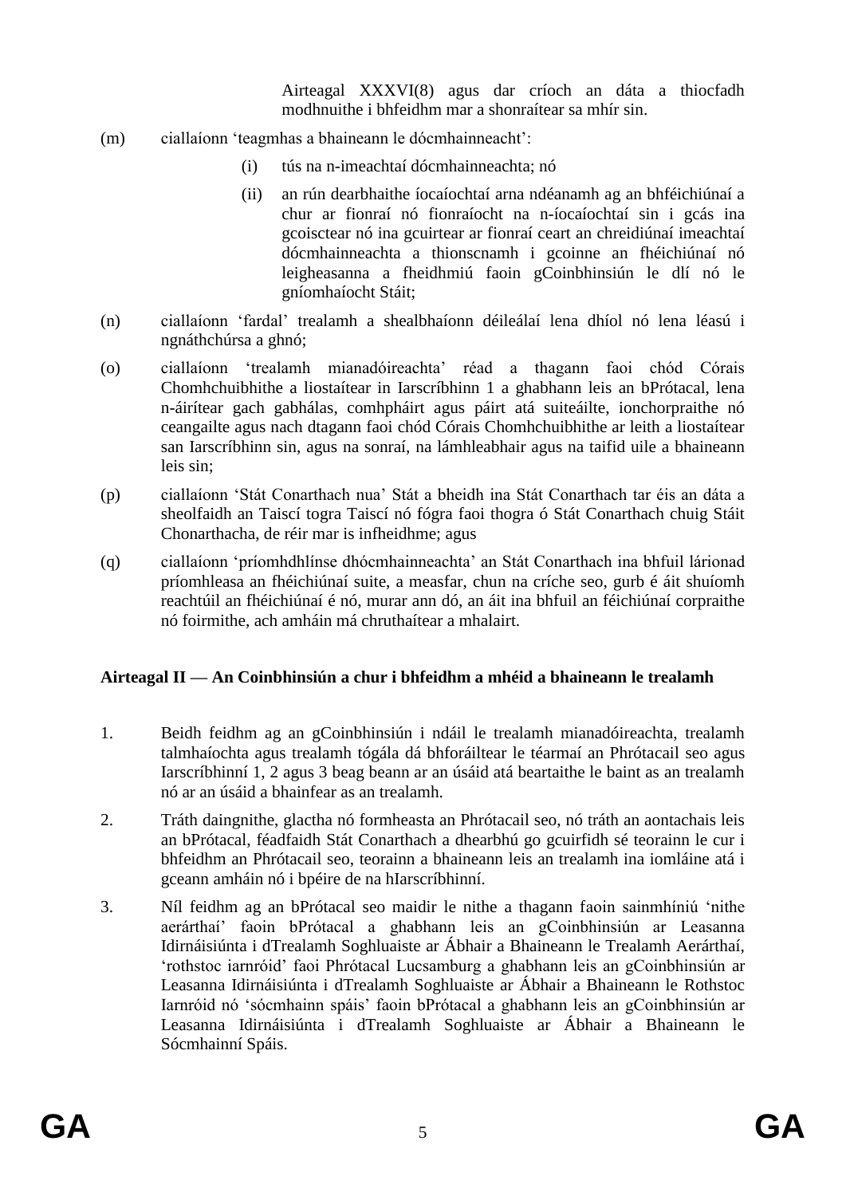Airteagal XXXVI(8) agus dar críoch an dáta a thiocfadh modhnuithe i bhfeidhm mar a shonraítear sa mhír sin.

(m) ciallaíonn 'teagmhas a bhaineann le dócmhainneacht':

(i) tús na n-imeachtaí dócmhainneachta; nó

(ii) an rún dearbhaithe íocaíochtaí arna ndéanamh ag an bhféichiúnaí a chur ar fionraí nó fionraíocht na n-íocaíochtaí sin i gcás ina gcoisctear nó ina gcuirtear ar fionraí ceart an chreidiúnaí imeachtaí dócmhainneachta a thionscnamh i gcoinne an fhéichiúnaí nó leigheasanna a fheidhmiú faoin gCoinbhinsiún le dlí nó le gníomhaíocht Stáit;

(n) ciallaíonn 'fardal' trealamh a shealbhaíonn déileálaí lena dhíol nó lena léasú i ngnáthchúrsa a ghnó;

(o) ciallaíonn 'trealamh mianadóireachta' réad a thagann faoi chód Córais Chomhchuibhithe a liostaítear in Iarscríbhinn 1 a ghabhann leis an bPrótacal, lena n-áirítear gach gabhálas, comhpháirt agus páirt atá suiteáilte, ionchorpraithe nó ceangailte agus nach dtagann faoi chód Córais Chomhchuibhithe ar leith a liostaítear san Iarscríbhinn sin, agus na sonraí, na lámhleabhair agus na taifid uile a bhaineann leis sin;

(p) ciallaíonn 'Stát Conarthach nua' Stát a bheidh ina Stát Conarthach tar éis an dáta a sheolfaidh an Taiscí togra Taiscí nó fógra faoi thogra ó Stát Conarthach chuig Stáit Chonarthacha, de réir mar is infheidhme; agus

(q) ciallaíonn 'príomhdhlínse dhócmhainneachta' an Stát Conarthach ina bhfuil lárionad príomhleasa an fhéichiúnaí suite, a measfar, chun na críche seo, gurb é áit shuíomh reachtúil an fhéichiúnaí é nó, murar ann dó, an áit ina bhfuil an féichiúnaí corpraithe nó foirmithe, ach amháin má chruthaítear a mhalairt.

**Airteagal II — An Coinbhinsiún a chur i bhfeidhm a mhéid a bhaineann le trealamh**

1. Beidh feidhm ag an gCoinbhinsiún i ndáil le trealamh mianadóireachta, trealamh talmhaíochta agus trealamh tógála dá bhforáiltear le téarmaí an Phrótacail seo agus Iarscríbhinní 1, 2 agus 3 beag beann ar an úsáid atá beartaithe le baint as an trealamh nó ar an úsáid a bhainfear as an trealamh.

2. Tráth daingnithe, glactha nó formheasta an Phrótacail seo, nó tráth an aontachais leis an bPrótacal, féadfaidh Stát Conarthach a dhearbhú go gcuirfidh sé teorainn le cur i bhfeidhm an Phrótacail seo, teorainn a bhaineann leis an trealamh ina iomláine atá i gceann amháin nó i bpéire de na hIarscríbhinní.

3. Níl feidhm ag an bPrótacal seo maidir le nithe a thagann faoin sainmhíniú 'nithe aerárthaí' faoin bPrótacal a ghabhann leis an gCoinbhinsiún ar Leasanna Idirnáisiúnta i dTrealamh Soghluaiste ar Ábhair a Bhaineann le Trealamh Aerárthaí, 'rothstoc iarnróid' faoi Phrótacal Lucsamburg a ghabhann leis an gCoinbhinsiún ar Leasanna Idirnáisiúnta i dTrealamh Soghluaiste ar Ábhair a Bhaineann le Rothstoc Iarnróid nó 'sócmhainn spáis' faoin bPrótacal a ghabhann leis an gCoinbhinsiún ar Leasanna Idirnáisiúnta i dTrealamh Soghluaiste ar Ábhair a Bhaineann le Sócmhainní Spáis.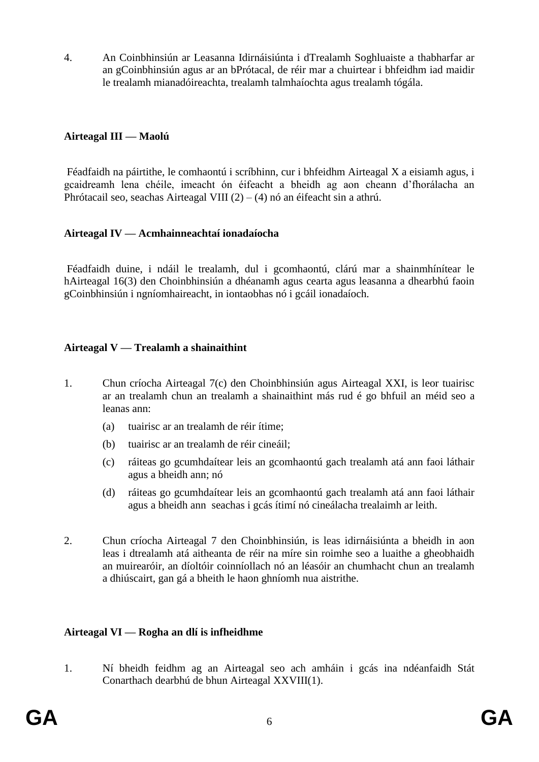4. An Coinbhinsiún ar Leasanna Idirnáisiúnta i dTrealamh Soghluaiste a thabharfar ar an gCoinbhinsiún agus ar an bPrótacal, de réir mar a chuirtear i bhfeidhm iad maidir le trealamh mianadóireachta, trealamh talmhaíochta agus trealamh tógála.

**Airteagal III — Maolú**

Féadfaidh na páirtithe, le comhaontú i scríbhinn, cur i bhfeidhm Airteagal X a eisiamh agus, i gcaidreamh lena chéile, imeacht ón éifeacht a bheidh ag aon cheann d'fhorálacha an Phrótacail seo, seachas Airteagal VIII (2) – (4) nó an éifeacht sin a athrú.

**Airteagal IV — Acmhainneachtaí ionadaíocha**

Féadfaidh duine, i ndáil le trealamh, dul i gcomhaontú, clárú mar a shainmhínítear le hAirteagal 16(3) den Choinbhinsiún a dhéanamh agus cearta agus leasanna a dhearbhú faoin gCoinbhinsiún i ngníomhaireacht, in iontaobhas nó i gcáil ionadaíoch.

**Airteagal V — Trealamh a shainaithint**

1. Chun críocha Airteagal 7(c) den Choinbhinsiún agus Airteagal XXI, is leor tuairisc ar an trealamh chun an trealamh a shainaithint más rud é go bhfuil an méid seo a leanas ann:

   (a) tuairisc ar an trealamh de réir ítime;

   (b) tuairisc ar an trealamh de réir cineáil;

   (c) ráiteas go gcumhdaítear leis an gcomhaontú gach trealamh atá ann faoi láthair agus a bheidh ann; nó

   (d) ráiteas go gcumhdaítear leis an gcomhaontú gach trealamh atá ann faoi láthair agus a bheidh ann seachas i gcás ítimí nó cineálacha trealaimh ar leith.

2. Chun críocha Airteagal 7 den Choinbhinsiún, is leas idirnáisiúnta a bheidh in aon leas i dtrealamh atá aitheanta de réir na míre sin roimhe seo a luaithe a gheobhaidh an muirearóir, an díoltóir coinníollach nó an léasóir an chumhacht chun an trealamh a dhiúscairt, gan gá a bheith le haon ghníomh nua aistrithe.

**Airteagal VI — Rogha an dlí is infheidhme**

1. Ní bheidh feidhm ag an Airteagal seo ach amháin i gcás ina ndéanfaidh Stát Conarthach dearbhú de bhun Airteagal XXVIII(1).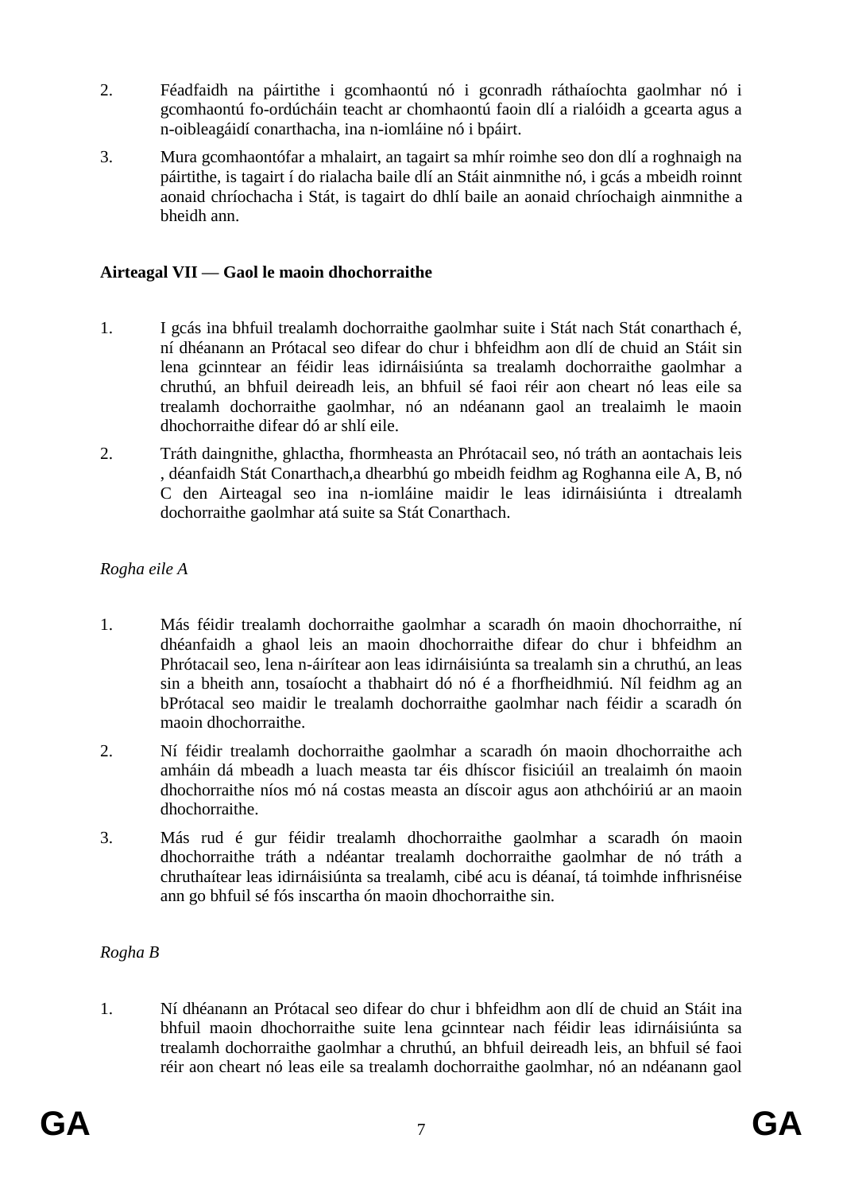2. Féadfaidh na páirtithe i gcomhaontú nó i gconradh ráthaíochta gaolmhar nó i gcomhaontú fo-ordúcháin teacht ar chomhaontú faoin dlí a rialóidh a gcearta agus a n-oibleagáidí conarthacha, ina n-iomláine nó i bpáirt.

3. Mura gcomhaontófar a mhalairt, an tagairt sa mhír roimhe seo don dlí a roghnaigh na páirtithe, is tagairt í do rialacha baile dlí an Stáit ainmnithe nó, i gcás a mbeidh roinnt aonaid chríochacha i Stát, is tagairt do dhlí baile an aonaid chríochaigh ainmnithe a bheidh ann.

**Airteagal VII — Gaol le maoin dhochorraithe**

1. I gcás ina bhfuil trealamh dochorraithe gaolmhar suite i Stát nach Stát conarthach é, ní dhéanann an Prótacal seo difear do chur i bhfeidhm aon dlí de chuid an Stáit sin lena gcinntear an féidir leas idirnáisiúnta sa trealamh dochorraithe gaolmhar a chruthú, an bhfuil deireadh leis, an bhfuil sé faoi réir aon cheart nó leas eile sa trealamh dochorraithe gaolmhar, nó an ndéanann gaol an trealaimh le maoin dhochorraithe difear dó ar shlí eile.

2. Tráth daingnithe, ghlactha, fhormheasta an Phrótacail seo, nó tráth an aontachais leis , déanfaidh Stát Conarthach,a dhearbhú go mbeidh feidhm ag Roghanna eile A, B, nó C den Airteagal seo ina n-iomláine maidir le leas idirnáisiúnta i dtrealamh dochorraithe gaolmhar atá suite sa Stát Conarthach.

*Rogha eile A*

1. Más féidir trealamh dochorraithe gaolmhar a scaradh ón maoin dhochorraithe, ní dhéanfaidh a ghaol leis an maoin dhochorraithe difear do chur i bhfeidhm an Phrótacail seo, lena n-áirítear aon leas idirnáisiúnta sa trealamh sin a chruthú, an leas sin a bheith ann, tosaíocht a thabhairt dó nó é a fhorfheidhmiú. Níl feidhm ag an bPrótacal seo maidir le trealamh dochorraithe gaolmhar nach féidir a scaradh ón maoin dhochorraithe.

2. Ní féidir trealamh dochorraithe gaolmhar a scaradh ón maoin dhochorraithe ach amháin dá mbeadh a luach measta tar éis dhíscor fisiciúil an trealaimh ón maoin dhochorraithe níos mó ná costas measta an díscoir agus aon athchóiriú ar an maoin dhochorraithe.

3. Más rud é gur féidir trealamh dhochorraithe gaolmhar a scaradh ón maoin dhochorraithe tráth a ndéantar trealamh dochorraithe gaolmhar de nó tráth a chruthaítear leas idirnáisiúnta sa trealamh, cibé acu is déanaí, tá toimhde infhrisnéise ann go bhfuil sé fós inscartha ón maoin dhochorraithe sin.

*Rogha B*

1. Ní dhéanann an Prótacal seo difear do chur i bhfeidhm aon dlí de chuid an Stáit ina bhfuil maoin dhochorraithe suite lena gcinntear nach féidir leas idirnáisiúnta sa trealamh dochorraithe gaolmhar a chruthú, an bhfuil deireadh leis, an bhfuil sé faoi réir aon cheart nó leas eile sa trealamh dochorraithe gaolmhar, nó an ndéanann gaol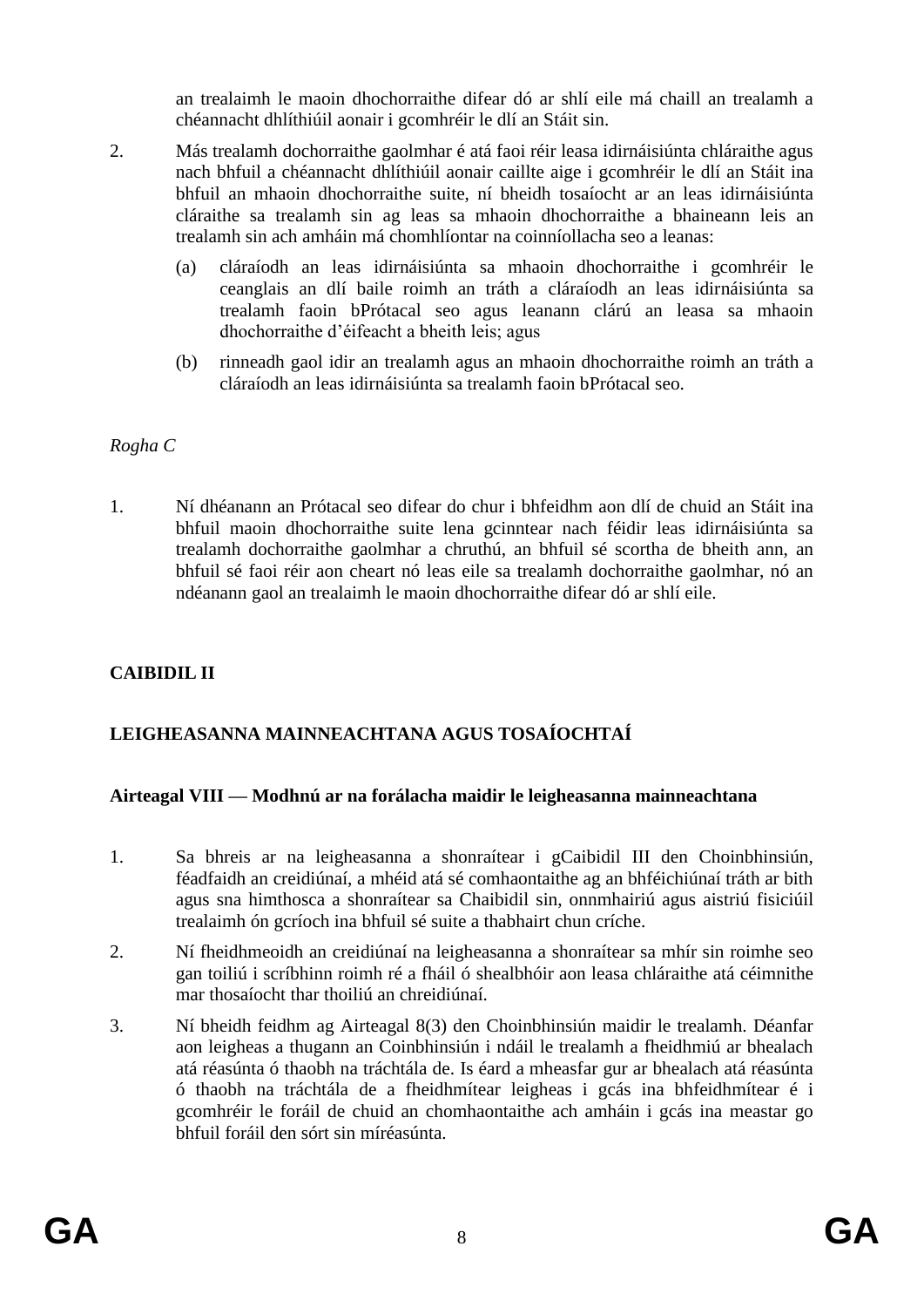an trealaimh le maoin dhochorraithe difear dó ar shlí eile má chaill an trealamh a chéannacht dhlíthiúil aonair i gcomhréir le dlí an Stáit sin.

2. Más trealamh dochorraithe gaolmhar é atá faoi réir leasa idirnáisiúnta chláraithe agus nach bhfuil a chéannacht dhlíthiúil aonair caillte aige i gcomhréir le dlí an Stáit ina bhfuil an mhaoin dhochorraithe suite, ní bheidh tosaíocht ar an leas idirnáisiúnta cláraithe sa trealamh sin ag leas sa mhaoin dhochorraithe a bhaineann leis an trealamh sin ach amháin má chomhlíontar na coinníollacha seo a leanas:

   (a) cláraíodh an leas idirnáisiúnta sa mhaoin dhochorraithe i gcomhréir le ceanglais an dlí baile roimh an tráth a cláraíodh an leas idirnáisiúnta sa trealamh faoin bPrótacal seo agus leanann clárú an leasa sa mhaoin dhochorraithe d'éifeacht a bheith leis; agus

   (b) rinneadh gaol idir an trealamh agus an mhaoin dhochorraithe roimh an tráth a cláraíodh an leas idirnáisiúnta sa trealamh faoin bPrótacal seo.

*Rogha C*

1. Ní dhéanann an Prótacal seo difear do chur i bhfeidhm aon dlí de chuid an Stáit ina bhfuil maoin dhochorraithe suite lena gcinntear nach féidir leas idirnáisiúnta sa trealamh dochorraithe gaolmhar a chruthú, an bhfuil sé scortha de bheith ann, an bhfuil sé faoi réir aon cheart nó leas eile sa trealamh dochorraithe gaolmhar, nó an ndéanann gaol an trealaimh le maoin dhochorraithe difear dó ar shlí eile.

## CAIBIDIL II

## LEIGHEASANNA MAINNEACHTANA AGUS TOSAÍOCHTAÍ

### Airteagal VIII — Modhnú ar na forálacha maidir le leigheasanna mainneachtana

1. Sa bhreis ar na leigheasanna a shonraítear i gCaibidil III den Choinbhinsiún, féadfaidh an creidiúnaí, a mhéid atá sé comhaontaithe ag an bhféichiúnaí tráth ar bith agus sna himthosca a shonraítear sa Chaibidil sin, onnmhairiú agus aistriú fisiciúil trealaimh ón gcríoch ina bhfuil sé suite a thabhairt chun críche.

2. Ní fheidhmeoidh an creidiúnaí na leigheasanna a shonraítear sa mhír sin roimhe seo gan toiliú i scríbhinn roimh ré a fháil ó shealbhóir aon leasa chláraithe atá céimnithe mar thosaíocht thar thoiliú an chreidiúnaí.

3. Ní bheidh feidhm ag Airteagal 8(3) den Choinbhinsiún maidir le trealamh. Déanfar aon leigheas a thugann an Coinbhinsiún i ndáil le trealamh a fheidhmiú ar bhealach atá réasúnta ó thaobh na tráchtála de. Is éard a mheasfar gur ar bhealach atá réasúnta ó thaobh na tráchtála de a fheidhmítear leigheas i gcás ina bhfeidhmítear é i gcomhréir le foráil de chuid an chomhaontaithe ach amháin i gcás ina meastar go bhfuil foráil den sórt sin míréasúnta.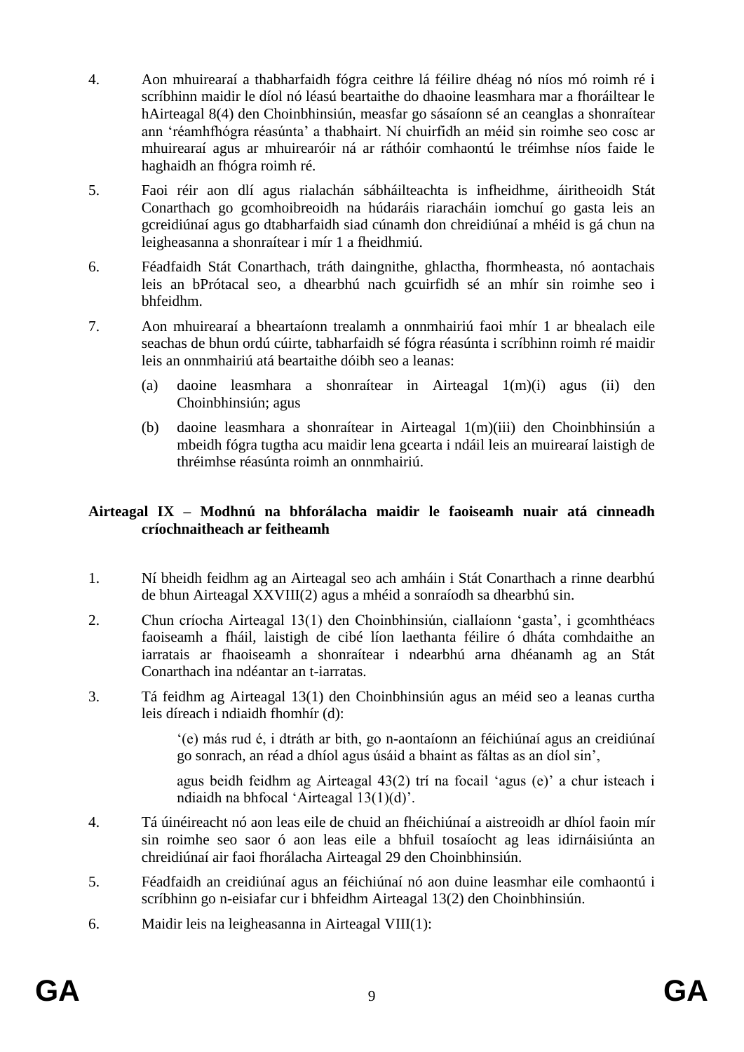4. Aon mhuirearaí a thabharfaidh fógra ceithre lá féilire dhéag nó níos mó roimh ré i scríbhinn maidir le díol nó léasú beartaithe do dhaoine leasmhara mar a fhoráiltear le hAirteagal 8(4) den Choinbhinsiún, measfar go sásaíonn sé an ceanglas a shonraítear ann 'réamhfhógra réasúnta' a thabhairt. Ní chuirfidh an méid sin roimhe seo cosc ar mhuirearaí agus ar mhuirearóir ná ar ráthóir comhaontú le tréimhse níos faide le haghaidh an fhógra roimh ré.

5. Faoi réir aon dlí agus rialachán sábháilteachta is infheidhme, áiritheoidh Stát Conarthach go gcomhoibreoidh na húdaráis riaracháin iomchuí go gasta leis an gcreidiúnaí agus go dtabharfaidh siad cúnamh don chreidiúnaí a mhéid is gá chun na leigheasanna a shonraítear i mír 1 a fheidhmiú.

6. Féadfaidh Stát Conarthach, tráth daingnithe, ghlactha, fhormheasta, nó aontachais leis an bPrótacal seo, a dhearbhú nach gcuirfidh sé an mhír sin roimhe seo i bhfeidhm.

7. Aon mhuirearaí a bheartaíonn trealamh a onnmhairiú faoi mhír 1 ar bhealach eile seachas de bhun ordú cúirte, tabharfaidh sé fógra réasúnta i scríbhinn roimh ré maidir leis an onnmhairiú atá beartaithe dóibh seo a leanas:

   (a) daoine leasmhara a shonraítear in Airteagal 1(m)(i) agus (ii) den Choinbhinsiún; agus

   (b) daoine leasmhara a shonraítear in Airteagal 1(m)(iii) den Choinbhinsiún a mbeidh fógra tugtha acu maidir lena gcearta i ndáil leis an muirearaí laistigh de thréimhse réasúnta roimh an onnmhairiú.

**Airteagal IX – Modhnú na bhforálacha maidir le faoiseamh nuair atá cinneadh críochnaitheach ar feitheamh**

1. Ní bheidh feidhm ag an Airteagal seo ach amháin i Stát Conarthach a rinne dearbhú de bhun Airteagal XXVIII(2) agus a mhéid a sonraíodh sa dhearbhú sin.

2. Chun críocha Airteagal 13(1) den Choinbhinsiún, ciallaíonn 'gasta', i gcomhthéacs faoiseamh a fháil, laistigh de cibé líon laethanta féilire ó dháta comhdaithe an iarratais ar fhaoiseamh a shonraítear i ndearbhú arna dhéanamh ag an Stát Conarthach ina ndéantar an t-iarratas.

3. Tá feidhm ag Airteagal 13(1) den Choinbhinsiún agus an méid seo a leanas curtha leis díreach i ndiaidh fhomhír (d):

   '(e) más rud é, i dtráth ar bith, go n-aontaíonn an féichiúnaí agus an creidiúnaí go sonrach, an réad a dhíol agus úsáid a bhaint as fáltas as an díol sin',

   agus beidh feidhm ag Airteagal 43(2) trí na focail 'agus (e)' a chur isteach i ndiaidh na bhfocal 'Airteagal 13(1)(d)'.

4. Tá úinéireacht nó aon leas eile de chuid an fhéichiúnaí a aistreoidh ar dhíol faoin mír sin roimhe seo saor ó aon leas eile a bhfuil tosaíocht ag leas idirnáisiúnta an chreidiúnaí air faoi fhorálacha Airteagal 29 den Choinbhinsiún.

5. Féadfaidh an creidiúnaí agus an féichiúnaí nó aon duine leasmhar eile comhaontú i scríbhinn go n-eisiafar cur i bhfeidhm Airteagal 13(2) den Choinbhinsiún.

6. Maidir leis na leigheasanna in Airteagal VIII(1):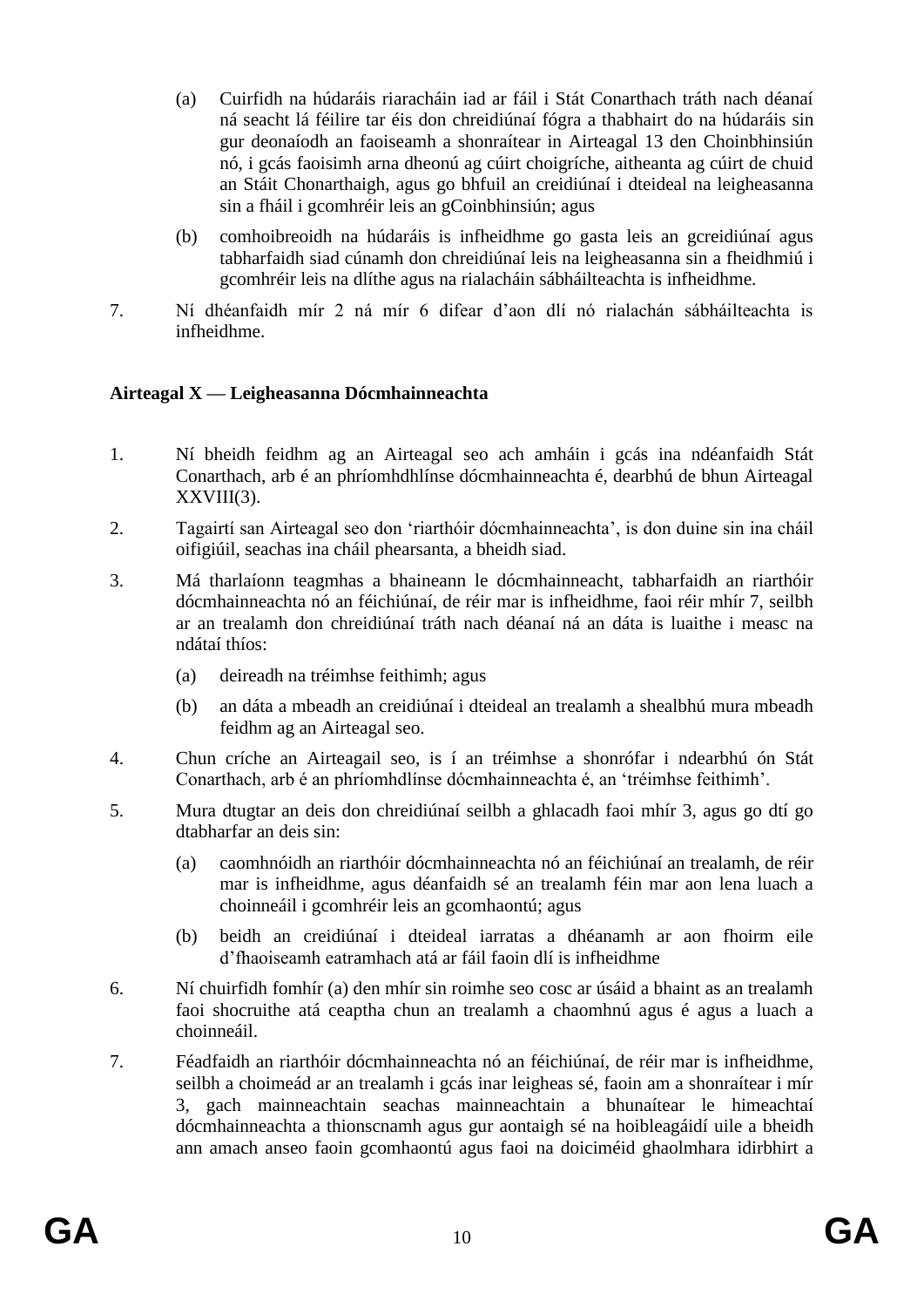(a) Cuirfidh na húdaráis riaracháin iad ar fáil i Stát Conarthach tráth nach déanaí ná seacht lá féilire tar éis don chreidiúnaí fógra a thabhairt do na húdaráis sin gur deonaíodh an faoiseamh a shonraítear in Airteagal 13 den Choinbhinsiún nó, i gcás faoisimh arna dheonú ag cúirt choigríche, aitheanta ag cúirt de chuid an Stáit Chonarthaigh, agus go bhfuil an creidiúnaí i dteideal na leigheasanna sin a fháil i gcomhréir leis an gCoinbhinsiún; agus

(b) comhoibreoidh na húdaráis is infheidhme go gasta leis an gcreidiúnaí agus tabharfaidh siad cúnamh don chreidiúnaí leis na leigheasanna sin a fheidhmiú i gcomhréir leis na dlíthe agus na rialacháin sábháilteachta is infheidhme.

7. Ní dhéanfaidh mír 2 ná mír 6 difear d'aon dlí nó rialachán sábháilteachta is infheidhme.

**Airteagal X — Leigheasanna Dócmhainneachta**

1. Ní bheidh feidhm ag an Airteagal seo ach amháin i gcás ina ndéanfaidh Stát Conarthach, arb é an phríomhdhlínse dócmhainneachta é, dearbhú de bhun Airteagal XXVIII(3).

2. Tagairtí san Airteagal seo don 'riarthóir dócmhainneachta', is don duine sin ina cháil oifigiúil, seachas ina cháil phearsanta, a bheidh siad.

3. Má tharlaíonn teagmhas a bhaineann le dócmhainneacht, tabharfaidh an riarthóir dócmhainneachta nó an féichiúnaí, de réir mar is infheidhme, faoi réir mhír 7, seilbh ar an trealamh don chreidiúnaí tráth nach déanaí ná an dáta is luaithe i measc na ndátaí thíos:

   (a) deireadh na tréimhse feithimh; agus

   (b) an dáta a mbeadh an creidiúnaí i dteideal an trealamh a shealbhú mura mbeadh feidhm ag an Airteagal seo.

4. Chun críche an Airteagail seo, is í an tréimhse a shonrófar i ndearbhú ón Stát Conarthach, arb é an phríomhdlínse dócmhainneachta é, an 'tréimhse feithimh'.

5. Mura dtugtar an deis don chreidiúnaí seilbh a ghlacadh faoi mhír 3, agus go dtí go dtabharfar an deis sin:

   (a) caomhnóidh an riarthóir dócmhainneachta nó an féichiúnaí an trealamh, de réir mar is infheidhme, agus déanfaidh sé an trealamh féin mar aon lena luach a choinneáil i gcomhréir leis an gcomhaontú; agus

   (b) beidh an creidiúnaí i dteideal iarratas a dhéanamh ar aon fhoirm eile d'fhaoiseamh eatramhach atá ar fáil faoin dlí is infheidhme

6. Ní chuirfidh fomhír (a) den mhír sin roimhe seo cosc ar úsáid a bhaint as an trealamh faoi shocruithe atá ceaptha chun an trealamh a chaomhnú agus é agus a luach a choinneáil.

7. Féadfaidh an riarthóir dócmhainneachta nó an féichiúnaí, de réir mar is infheidhme, seilbh a choimeád ar an trealamh i gcás inar leigheas sé, faoin am a shonraítear i mír 3, gach mainneachtain seachas mainneachtain a bhunaítear le himeachtaí dócmhainneachta a thionscnamh agus gur aontaigh sé na hoibleagáidí uile a bheidh ann amach anseo faoin gcomhaontú agus faoi na doiciméid ghaolmhara idirbhirt a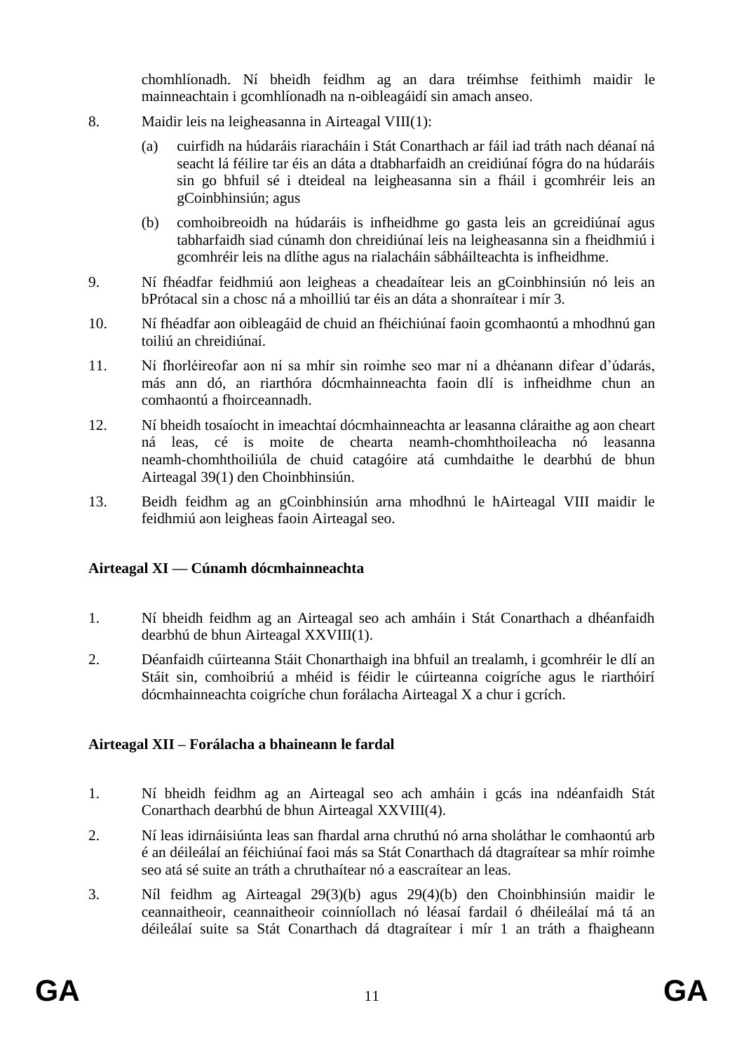chomhlíonadh. Ní bheidh feidhm ag an dara tréimhse feithimh maidir le mainneachtain i gcomhlíonadh na n-oibleagáidí sin amach anseo.

8. Maidir leis na leigheasanna in Airteagal VIII(1):

   (a) cuirfidh na húdaráis riaracháin i Stát Conarthach ar fáil iad tráth nach déanaí ná seacht lá féilire tar éis an dáta a dtabharfaidh an creidiúnaí fógra do na húdaráis sin go bhfuil sé i dteideal na leigheasanna sin a fháil i gcomhréir leis an gCoinbhinsiún; agus

   (b) comhoibreoidh na húdaráis is infheidhme go gasta leis an gcreidiúnaí agus tabharfaidh siad cúnamh don chreidiúnaí leis na leigheasanna sin a fheidhmiú i gcomhréir leis na dlíthe agus na rialacháin sábháilteachta is infheidhme.

9. Ní fhéadfar feidhmiú aon leigheas a cheadaítear leis an gCoinbhinsiún nó leis an bPrótacal sin a chosc ná a mhoilliú tar éis an dáta a shonraítear i mír 3.

10. Ní fhéadfar aon oibleagáid de chuid an fhéichiúnaí faoin gcomhaontú a mhodhnú gan toiliú an chreidiúnaí.

11. Ní fhorléireofar aon ní sa mhír sin roimhe seo mar ní a dhéanann difear d'údarás, más ann dó, an riarthóra dócmhainneachta faoin dlí is infheidhme chun an comhaontú a fhoirceannadh.

12. Ní bheidh tosaíocht in imeachtaí dócmhainneachta ar leasanna cláraithe ag aon cheart ná leas, cé is moite de chearta neamh-chomhthoileacha nó leasanna neamh-chomhthoiliúla de chuid catagóire atá cumhdaithe le dearbhú de bhun Airteagal 39(1) den Choinbhinsiún.

13. Beidh feidhm ag an gCoinbhinsiún arna mhodhnú le hAirteagal VIII maidir le feidhmiú aon leigheas faoin Airteagal seo.

**Airteagal XI — Cúnamh dócmhainneachta**

1. Ní bheidh feidhm ag an Airteagal seo ach amháin i Stát Conarthach a dhéanfaidh dearbhú de bhun Airteagal XXVIII(1).

2. Déanfaidh cúirteanna Stáit Chonarthaigh ina bhfuil an trealamh, i gcomhréir le dlí an Stáit sin, comhoibriú a mhéid is féidir le cúirteanna coigríche agus le riarthóirí dócmhainneachta coigríche chun forálacha Airteagal X a chur i gcrích.

**Airteagal XII – Forálacha a bhaineann le fardal**

1. Ní bheidh feidhm ag an Airteagal seo ach amháin i gcás ina ndéanfaidh Stát Conarthach dearbhú de bhun Airteagal XXVIII(4).

2. Ní leas idirnáisiúnta leas san fhardal arna chruthú nó arna sholáthar le comhaontú arb é an déileálaí an féichiúnaí faoi más sa Stát Conarthach dá dtagraítear sa mhír roimhe seo atá sé suite an tráth a chruthaítear nó a eascraítear an leas.

3. Níl feidhm ag Airteagal 29(3)(b) agus 29(4)(b) den Choinbhinsiún maidir le ceannaitheoir, ceannaitheoir coinníollach nó léasaí fardail ó dhéileálaí má tá an déileálaí suite sa Stát Conarthach dá dtagraítear i mír 1 an tráth a fhaigheann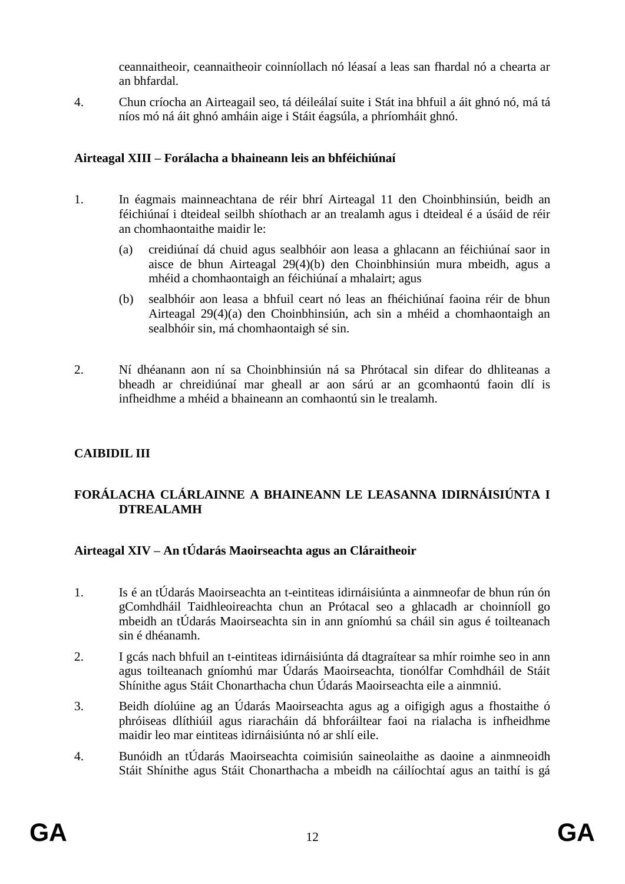ceannaitheoir, ceannaitheoir coinníollach nó léasaí a leas san fhardal nó a chearta ar an bhfardal.

4. Chun críocha an Airteagail seo, tá déileálaí suite i Stát ina bhfuil a áit ghnó nó, má tá níos mó ná áit ghnó amháin aige i Stáit éagsúla, a phríomháit ghnó.

**Airteagal XIII – Forálacha a bhaineann leis an bhféichiúnaí**

1. In éagmais mainneachtana de réir bhrí Airteagal 11 den Choinbhinsiún, beidh an féichiúnaí i dteideal seilbh shíothach ar an trealamh agus i dteideal é a úsáid de réir an chomhaontaithe maidir le:

   (a) creidiúnaí dá chuid agus sealbhóir aon leasa a ghlacann an féichiúnaí saor in aisce de bhun Airteagal 29(4)(b) den Choinbhinsiún mura mbeidh, agus a mhéid a chomhaontaigh an féichiúnaí a mhalairt; agus

   (b) sealbhóir aon leasa a bhfuil ceart nó leas an fhéichiúnaí faoina réir de bhun Airteagal 29(4)(a) den Choinbhinsiún, ach sin a mhéid a chomhaontaigh an sealbhóir sin, má chomhaontaigh sé sin.

2. Ní dhéanann aon ní sa Choinbhinsiún ná sa Phrótacal sin difear do dhliteanas a bheadh ar chreidiúnaí mar gheall ar aon sárú ar an gcomhaontú faoin dlí is infheidhme a mhéid a bhaineann an comhaontú sin le trealamh.

**CAIBIDIL III**

**FORÁLACHA CLÁRLAINNE A BHAINEANN LE LEASANNA IDIRNÁISIÚNTA I DTREALAMH**

**Airteagal XIV – An tÚdarás Maoirseachta agus an Cláraitheoir**

1. Is é an tÚdarás Maoirseachta an t-eintiteas idirnáisiúnta a ainmneofar de bhun rún ón gComhdháil Taidhleoireachta chun an Prótacal seo a ghlacadh ar choinníoll go mbeidh an tÚdarás Maoirseachta sin in ann gníomhú sa cháil sin agus é toilteanach sin é dhéanamh.

2. I gcás nach bhfuil an t-eintiteas idirnáisiúnta dá dtagraítear sa mhír roimhe seo in ann agus toilteanach gníomhú mar Údarás Maoirseachta, tionólfar Comhdháil de Stáit Shínithe agus Stáit Chonarthacha chun Údarás Maoirseachta eile a ainmniú.

3. Beidh díolúine ag an Údarás Maoirseachta agus ag a oifigigh agus a fhostaithe ó phróiseas dlíthiúil agus riaracháin dá bhforáiltear faoi na rialacha is infheidhme maidir leo mar eintiteas idirnáisiúnta nó ar shlí eile.

4. Bunóidh an tÚdarás Maoirseachta coimisiún saineolaithe as daoine a ainmneoidh Stáit Shínithe agus Stáit Chonarthacha a mbeidh na cáilíochtaí agus an taithí is gá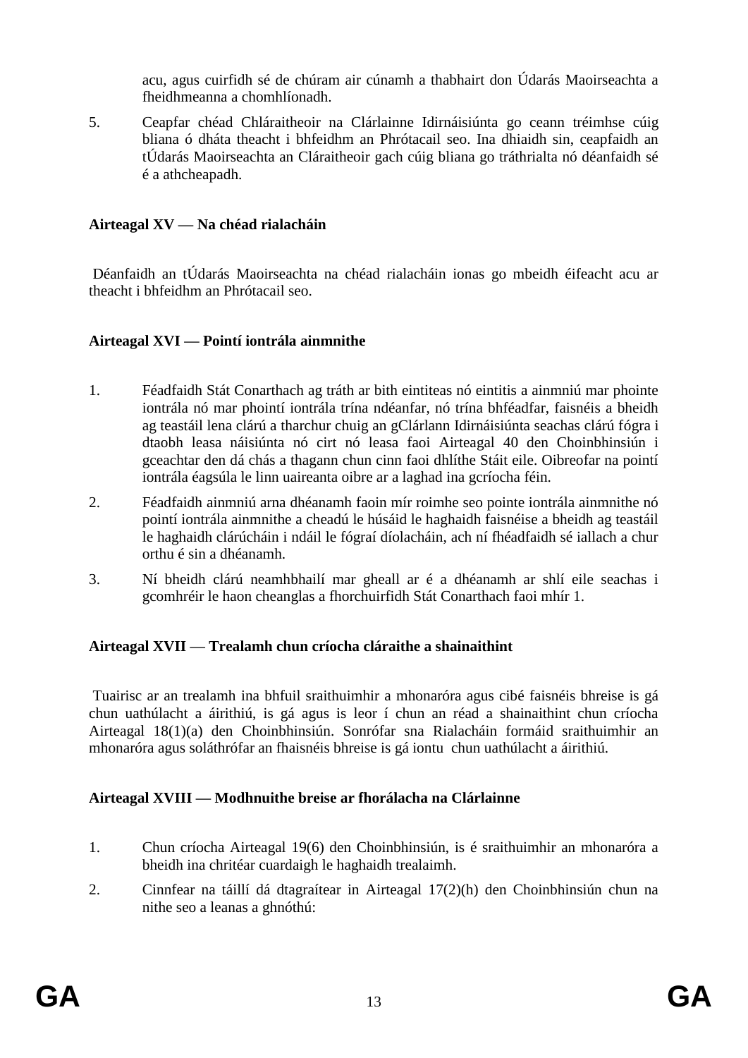acu, agus cuirfidh sé de chúram air cúnamh a thabhairt don Údarás Maoirseachta a fheidhmeanna a chomhlíonadh.

5. Ceapfar chéad Chláraitheoir na Clárlainne Idirnáisiúnta go ceann tréimhse cúig bliana ó dháta theacht i bhfeidhm an Phrótacail seo. Ina dhiaidh sin, ceapfaidh an tÚdarás Maoirseachta an Cláraitheoir gach cúig bliana go tráthrialta nó déanfaidh sé é a athcheapadh.

**Airteagal XV — Na chéad rialacháin**

Déanfaidh an tÚdarás Maoirseachta na chéad rialacháin ionas go mbeidh éifeacht acu ar theacht i bhfeidhm an Phrótacail seo.

**Airteagal XVI — Pointí iontrála ainmnithe**

1. Féadfaidh Stát Conarthach ag tráth ar bith eintiteas nó eintitis a ainmniú mar phointe iontrála nó mar phointí iontrála trína ndéanfar, nó trína bhféadfar, faisnéis a bheidh ag teastáil lena clárú a tharchur chuig an gClárlann Idirnáisiúnta seachas clárú fógra i dtaobh leasa náisiúnta nó cirt nó leasa faoi Airteagal 40 den Choinbhinsiún i gceachtar den dá chás a thagann chun cinn faoi dhlíthe Stáit eile. Oibreofar na pointí iontrála éagsúla le linn uaireanta oibre ar a laghad ina gcríocha féin.

2. Féadfaidh ainmniú arna dhéanamh faoin mír roimhe seo pointe iontrála ainmnithe nó pointí iontrála ainmnithe a cheadú le húsáid le haghaidh faisnéise a bheidh ag teastáil le haghaidh clárúcháin i ndáil le fógraí díolacháin, ach ní fhéadfaidh sé iallach a chur orthu é sin a dhéanamh.

3. Ní bheidh clárú neamhbhailí mar gheall ar é a dhéanamh ar shlí eile seachas i gcomhréir le haon cheanglas a fhorchuirfidh Stát Conarthach faoi mhír 1.

**Airteagal XVII — Trealamh chun críocha cláraithe a shainaithint**

Tuairisc ar an trealamh ina bhfuil sraithuimhir a mhonaróra agus cibé faisnéis bhreise is gá chun uathúlacht a áirithiú, is gá agus is leor í chun an réad a shainaithint chun críocha Airteagal 18(1)(a) den Choinbhinsiún. Sonrófar sna Rialacháin formáid sraithuimhir an mhonaróra agus soláthrófar an fhaisnéis bhreise is gá iontu chun uathúlacht a áirithiú.

**Airteagal XVIII — Modhnuithe breise ar fhorálacha na Clárlainne**

1. Chun críocha Airteagal 19(6) den Choinbhinsiún, is é sraithuimhir an mhonaróra a bheidh ina chritéar cuardaigh le haghaidh trealaimh.

2. Cinnfear na táillí dá dtagraítear in Airteagal 17(2)(h) den Choinbhinsiún chun na nithe seo a leanas a ghnóthú: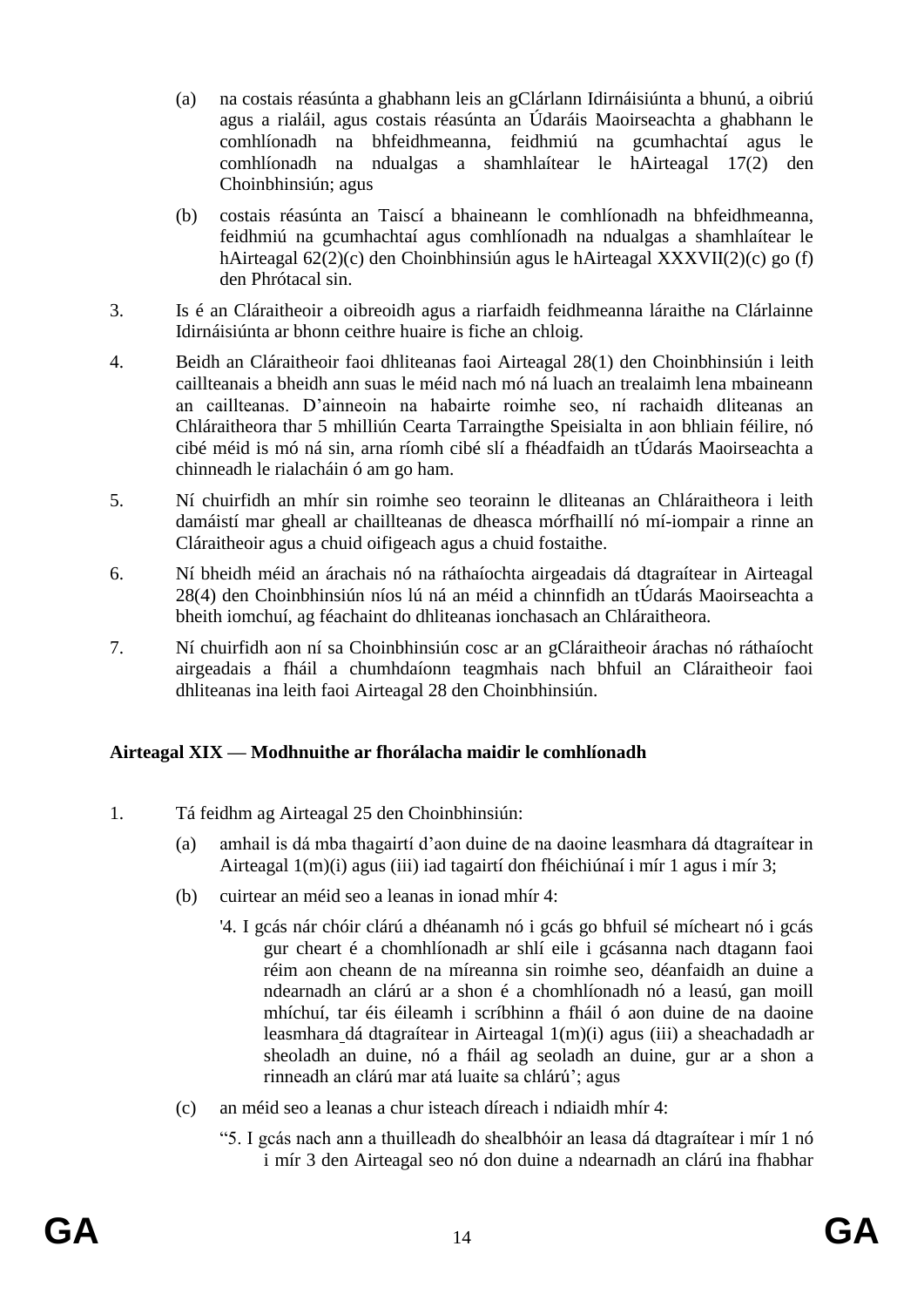(a) na costais réasúnta a ghabhann leis an gClárlann Idirnáisiúnta a bhunú, a oibriú agus a rialáil, agus costais réasúnta an Údaráis Maoirseachta a ghabhann le comhlíonadh na bhfeidhmeanna, feidhmiú na gcumhachtaí agus le comhlíonadh na ndualgas a shamhlaítear le hAirteagal 17(2) den Choinbhinsiún; agus

(b) costais réasúnta an Taiscí a bhaineann le comhlíonadh na bhfeidhmeanna, feidhmiú na gcumhachtaí agus comhlíonadh na ndualgas a shamhlaítear le hAirteagal 62(2)(c) den Choinbhinsiún agus le hAirteagal XXXVII(2)(c) go (f) den Phrótacal sin.

3. Is é an Cláraitheoir a oibreoidh agus a riarfaidh feidhmeanna láraithe na Clárlainne Idirnáisiúnta ar bhonn ceithre huaire is fiche an chloig.

4. Beidh an Cláraitheoir faoi dhliteanas faoi Airteagal 28(1) den Choinbhinsiún i leith caillteanais a bheidh ann suas le méid nach mó ná luach an trealaimh lena mbaineann an caillteanas. D'ainneoin na habairte roimhe seo, ní rachaidh dliteanas an Chláraitheora thar 5 mhilliún Cearta Tarraingthe Speisialta in aon bhliain féilire, nó cibé méid is mó ná sin, arna ríomh cibé slí a fhéadfaidh an tÚdarás Maoirseachta a chinneadh le rialacháin ó am go ham.

5. Ní chuirfidh an mhír sin roimhe seo teorainn le dliteanas an Chláraitheora i leith damáistí mar gheall ar chaillteanas de dheasca mórfhaillí nó mí-iompair a rinne an Cláraitheoir agus a chuid oifigeach agus a chuid fostaithe.

6. Ní bheidh méid an árachais nó na ráthaíochta airgeadais dá dtagraítear in Airteagal 28(4) den Choinbhinsiún níos lú ná an méid a chinnfidh an tÚdarás Maoirseachta a bheith iomchuí, ag féachaint do dhliteanas ionchasach an Chláraitheora.

7. Ní chuirfidh aon ní sa Choinbhinsiún cosc ar an gCláraitheoir árachas nó ráthaíocht airgeadais a fháil a chumhdaíonn teagmhais nach bhfuil an Cláraitheoir faoi dhliteanas ina leith faoi Airteagal 28 den Choinbhinsiún.

**Airteagal XIX — Modhnuithe ar fhorálacha maidir le comhlíonadh**

1. Tá feidhm ag Airteagal 25 den Choinbhinsiún:

(a) amhail is dá mba thagairtí d'aon duine de na daoine leasmhara dá dtagraítear in Airteagal 1(m)(i) agus (iii) iad tagairtí don fhéichiúnaí i mír 1 agus i mír 3;

(b) cuirtear an méid seo a leanas in ionad mhír 4:

'4. I gcás nár chóir clárú a dhéanamh nó i gcás go bhfuil sé mícheart nó i gcás gur cheart é a chomhlíonadh ar shlí eile i gcásanna nach dtagann faoi réim aon cheann de na míreanna sin roimhe seo, déanfaidh an duine a ndearnadh an clárú ar a shon é a chomhlíonadh nó a leasú, gan moill mhíchuí, tar éis éileamh i scríbhinn a fháil ó aon duine de na daoine leasmhara dá dtagraítear in Airteagal 1(m)(i) agus (iii) a sheachadadh ar sheoladh an duine, nó a fháil ag seoladh an duine, gur ar a shon a rinneadh an clárú mar atá luaite sa chlárú'; agus

(c) an méid seo a leanas a chur isteach díreach i ndiaidh mhír 4:

"5. I gcás nach ann a thuilleadh do shealbhóir an leasa dá dtagraítear i mír 1 nó i mír 3 den Airteagal seo nó don duine a ndearnadh an clárú ina fhabhar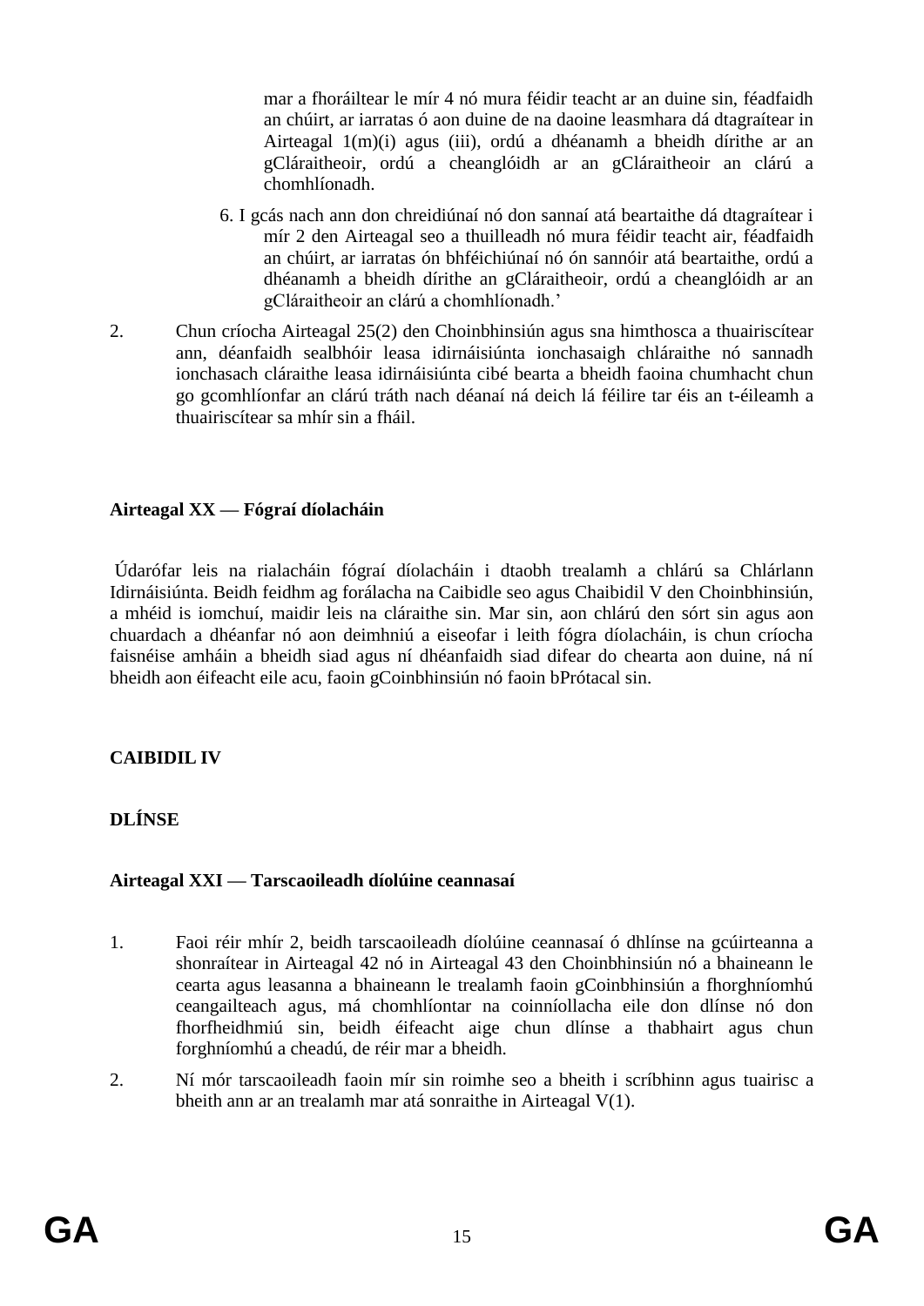mar a fhoráiltear le mír 4 nó mura féidir teacht ar an duine sin, féadfaidh an chúirt, ar iarratas ó aon duine de na daoine leasmhara dá dtagraítear in Airteagal 1(m)(i) agus (iii), ordú a dhéanamh a bheidh dírithe ar an gCláraitheoir, ordú a cheanglóidh ar an gCláraitheoir an clárú a chomhlíonadh.

6. I gcás nach ann don chreidiúnaí nó don sannaí atá beartaithe dá dtagraítear i mír 2 den Airteagal seo a thuilleadh nó mura féidir teacht air, féadfaidh an chúirt, ar iarratas ón bhféichiúnaí nó ón sannóir atá beartaithe, ordú a dhéanamh a bheidh dírithe an gCláraitheoir, ordú a cheanglóidh ar an gCláraitheoir an clárú a chomhlíonadh.'

2. Chun críocha Airteagal 25(2) den Choinbhinsiún agus sna himthosca a thuairiscítear ann, déanfaidh sealbhóir leasa idirnáisiúnta ionchasaigh chláraithe nó sannadh ionchasach cláraithe leasa idirnáisiúnta cibé bearta a bheidh faoina chumhacht chun go gcomhlíonfar an clárú tráth nach déanaí ná deich lá féilire tar éis an t-éileamh a thuairiscítear sa mhír sin a fháil.

**Airteagal XX — Fógraí díolacháin**

Údarófar leis na rialacháin fógraí díolacháin i dtaobh trealamh a chlárú sa Chlárlann Idirnáisiúnta. Beidh feidhm ag forálacha na Caibidle seo agus Chaibidil V den Choinbhinsiún, a mhéid is iomchuí, maidir leis na cláraithe sin. Mar sin, aon chlárú den sórt sin agus aon chuardach a dhéanfar nó aon deimhniú a eiseofar i leith fógra díolacháin, is chun críocha faisnéise amháin a bheidh siad agus ní dhéanfaidh siad difear do chearta aon duine, ná ní bheidh aon éifeacht eile acu, faoin gCoinbhinsiún nó faoin bPrótacal sin.

**CAIBIDIL IV**

**DLÍNSE**

**Airteagal XXI — Tarscaoileadh díolúine ceannasaí**

1. Faoi réir mhír 2, beidh tarscaoileadh díolúine ceannasaí ó dhlínse na gcúirteanna a shonraítear in Airteagal 42 nó in Airteagal 43 den Choinbhinsiún nó a bhaineann le cearta agus leasanna a bhaineann le trealamh faoin gCoinbhinsiún a fhorghníomhú ceangailteach agus, má chomhlíontar na coinníollacha eile don dlínse nó don fhorfheidhmiú sin, beidh éifeacht aige chun dlínse a thabhairt agus chun forghníomhú a cheadú, de réir mar a bheidh.

2. Ní mór tarscaoileadh faoin mír sin roimhe seo a bheith i scríbhinn agus tuairisc a bheith ann ar an trealamh mar atá sonraithe in Airteagal V(1).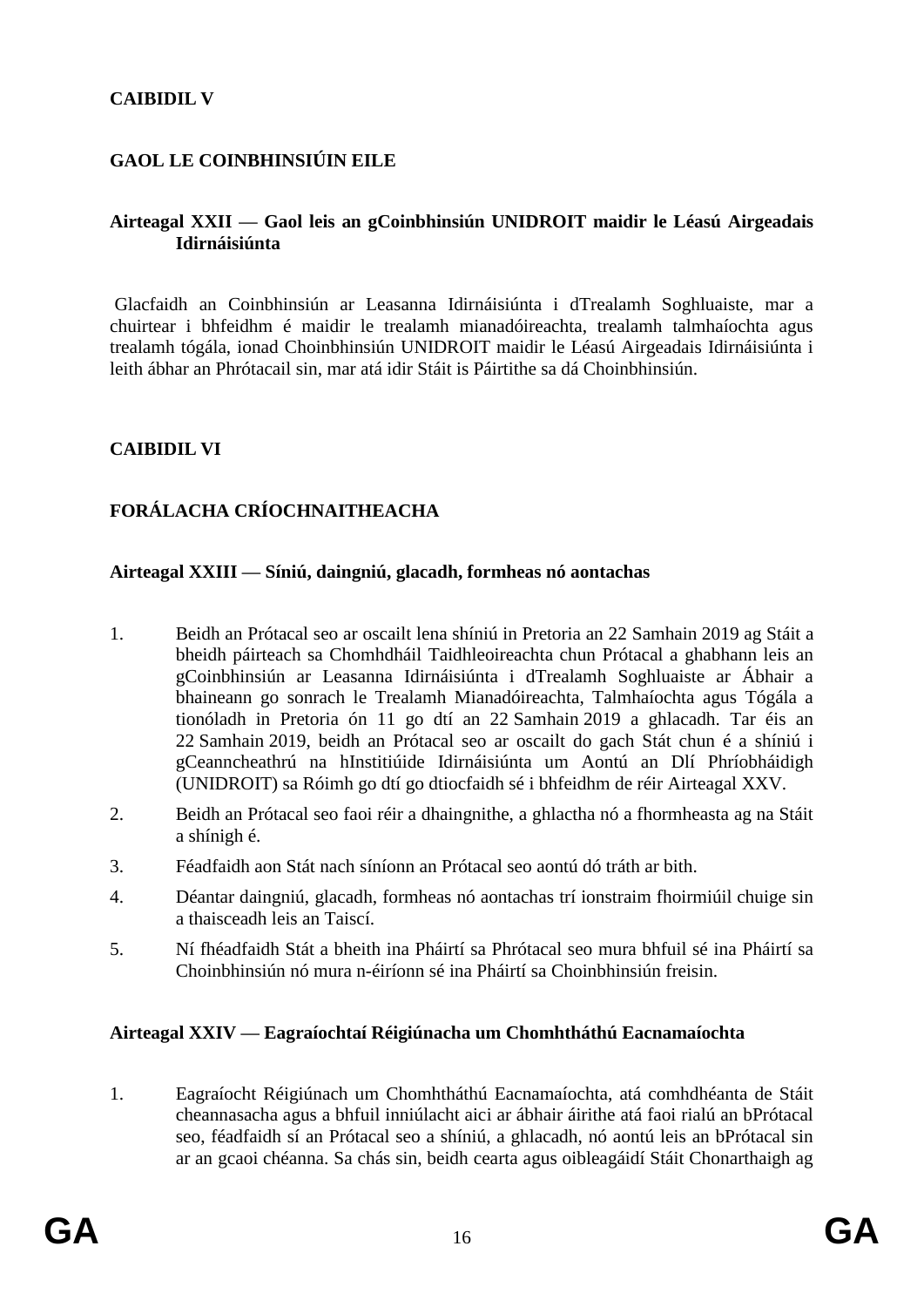**CAIBIDIL V**

**GAOL LE COINBHINSIÚIN EILE**

**Airteagal XXII — Gaol leis an gCoinbhinsiún UNIDROIT maidir le Léasú Airgeadais Idirnáisiúnta**

Glacfaidh an Coinbhinsiún ar Leasanna Idirnáisiúnta i dTrealamh Soghluaiste, mar a chuirtear i bhfeidhm é maidir le trealamh mianadóireachta, trealamh talmhaíochta agus trealamh tógála, ionad Choinbhinsiún UNIDROIT maidir le Léasú Airgeadais Idirnáisiúnta i leith ábhar an Phrótacail sin, mar atá idir Stáit is Páirtithe sa dá Choinbhinsiún.

**CAIBIDIL VI**

**FORÁLACHA CRÍOCHNAITHEACHA**

**Airteagal XXIII — Síniú, daingniú, glacadh, formheas nó aontachas**

1. Beidh an Prótacal seo ar oscailt lena shíniú in Pretoria an 22 Samhain 2019 ag Stáit a bheidh páirteach sa Chomhdháil Taidhleoireachta chun Prótacal a ghabhann leis an gCoinbhinsiún ar Leasanna Idirnáisiúnta i dTrealamh Soghluaiste ar Ábhair a bhaineann go sonrach le Trealamh Mianadóireachta, Talmhaíochta agus Tógála a tionóladh in Pretoria ón 11 go dtí an 22 Samhain 2019 a ghlacadh. Tar éis an 22 Samhain 2019, beidh an Prótacal seo ar oscailt do gach Stát chun é a shíniú i gCeanncheathrú na hInstitiúide Idirnáisiúnta um Aontú an Dlí Phríobháidigh (UNIDROIT) sa Róimh go dtí go dtiocfaidh sé i bhfeidhm de réir Airteagal XXV.
2. Beidh an Prótacal seo faoi réir a dhaingnithe, a ghlactha nó a fhormheasta ag na Stáit a shínigh é.
3. Féadfaidh aon Stát nach síníonn an Prótacal seo aontú dó tráth ar bith.
4. Déantar daingniú, glacadh, formheas nó aontachas trí ionstraim fhoirmiúil chuige sin a thaisceadh leis an Taiscí.
5. Ní fhéadfaidh Stát a bheith ina Pháirtí sa Phrótacal seo mura bhfuil sé ina Pháirtí sa Choinbhinsiún nó mura n-éiríonn sé ina Pháirtí sa Choinbhinsiún freisin.

**Airteagal XXIV — Eagraíochtaí Réigiúnacha um Chomhtháthú Eacnamaíochta**

1. Eagraíocht Réigiúnach um Chomhtháthú Eacnamaíochta, atá comhdhéanta de Stáit cheannasacha agus a bhfuil inniúlacht aici ar ábhair áirithe atá faoi rialú an bPrótacal seo, féadfaidh sí an Prótacal seo a shíniú, a ghlacadh, nó aontú leis an bPrótacal sin ar an gcaoi chéanna. Sa chás sin, beidh cearta agus oibleagáidí Stáit Chonarthaigh ag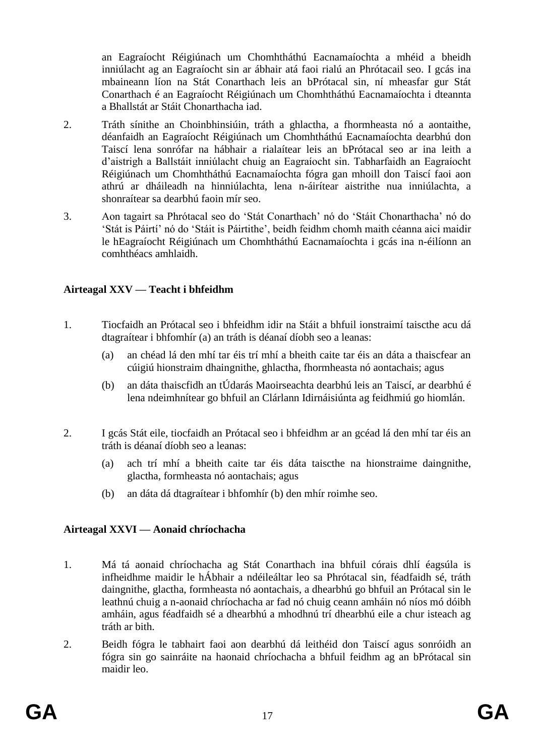an Eagraíocht Réigiúnach um Chomhtháthú Eacnamaíochta a mhéid a bheidh inniúlacht ag an Eagraíocht sin ar ábhair atá faoi rialú an Phrótacail seo. I gcás ina mbaineann líon na Stát Conarthach leis an bPrótacal sin, ní mheasfar gur Stát Conarthach é an Eagraíocht Réigiúnach um Chomhtháthú Eacnamaíochta i dteannta a Bhallstát ar Stáit Chonarthacha iad.

2. Tráth sínithe an Choinbhinsiúin, tráth a ghlactha, a fhormheasta nó a aontaithe, déanfaidh an Eagraíocht Réigiúnach um Chomhtháthú Eacnamaíochta dearbhú don Taiscí lena sonrófar na hábhair a rialaítear leis an bPrótacal seo ar ina leith a d'aistrigh a Ballstáit inniúlacht chuig an Eagraíocht sin. Tabharfaidh an Eagraíocht Réigiúnach um Chomhtháthú Eacnamaíochta fógra gan mhoill don Taiscí faoi aon athrú ar dháileadh na hinniúlachta, lena n-áirítear aistrithe nua inniúlachta, a shonraítear sa dearbhú faoin mír seo.

3. Aon tagairt sa Phrótacal seo do 'Stát Conarthach' nó do 'Stáit Chonarthacha' nó do 'Stát is Páirtí' nó do 'Stáit is Páirtithe', beidh feidhm chomh maith céanna aici maidir le hEagraíocht Réigiúnach um Chomhtháthú Eacnamaíochta i gcás ina n-éilíonn an comhthéacs amhlaidh.

**Airteagal XXV — Teacht i bhfeidhm**

1. Tiocfaidh an Prótacal seo i bhfeidhm idir na Stáit a bhfuil ionstraimí taiscthe acu dá dtagraítear i bhfomhír (a) an tráth is déanaí díobh seo a leanas:

   (a) an chéad lá den mhí tar éis trí mhí a bheith caite tar éis an dáta a thaiscfear an cúigiú hionstraim dhaingnithe, ghlactha, fhormheasta nó aontachais; agus

   (b) an dáta thaiscfidh an tÚdarás Maoirseachta dearbhú leis an Taiscí, ar dearbhú é lena ndeimhnítear go bhfuil an Clárlann Idirnáisiúnta ag feidhmiú go hiomlán.

2. I gcás Stát eile, tiocfaidh an Prótacal seo i bhfeidhm ar an gcéad lá den mhí tar éis an tráth is déanaí díobh seo a leanas:

   (a) ach trí mhí a bheith caite tar éis dáta taiscthe na hionstraime daingnithe, glactha, formheasta nó aontachais; agus

   (b) an dáta dá dtagraítear i bhfomhír (b) den mhír roimhe seo.

**Airteagal XXVI — Aonaid chríochacha**

1. Má tá aonaid chríochacha ag Stát Conarthach ina bhfuil córais dhlí éagsúla is infheidhme maidir le hÁbhair a ndéileáltar leo sa Phrótacal sin, féadfaidh sé, tráth daingnithe, glactha, formheasta nó aontachais, a dhearbhú go bhfuil an Prótacal sin le leathnú chuig a n-aonaid chríochacha ar fad nó chuig ceann amháin nó níos mó dóibh amháin, agus féadfaidh sé a dhearbhú a mhodhnú trí dhearbhú eile a chur isteach ag tráth ar bith.

2. Beidh fógra le tabhairt faoi aon dearbhú dá leithéid don Taiscí agus sonróidh an fógra sin go sainráite na haonaid chríochacha a bhfuil feidhm ag an bPrótacal sin maidir leo.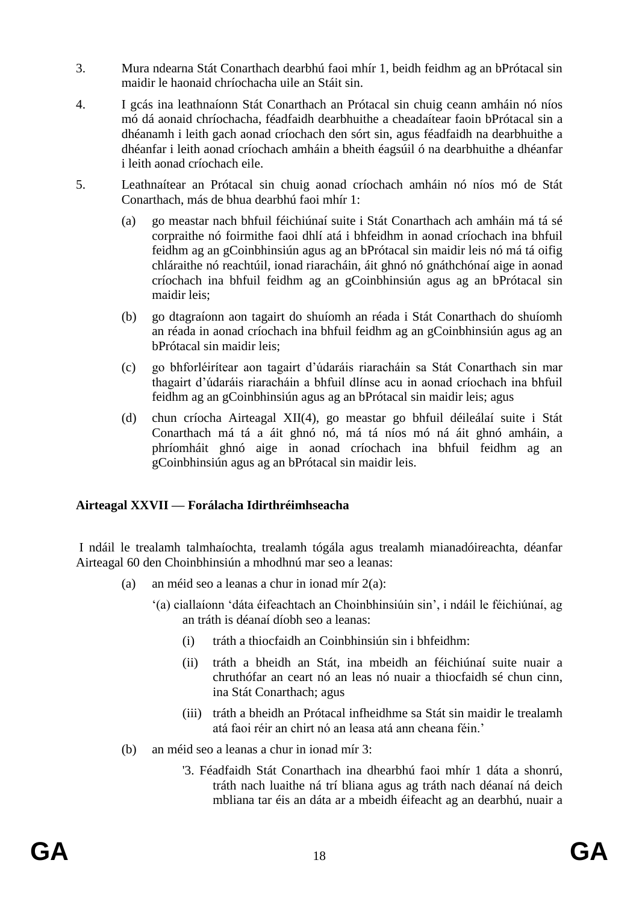3. Mura ndearna Stát Conarthach dearbhú faoi mhír 1, beidh feidhm ag an bPrótacal sin maidir le haonaid chríochacha uile an Stáit sin.

4. I gcás ina leathnaíonn Stát Conarthach an Prótacal sin chuig ceann amháin nó níos mó dá aonaid chríochacha, féadfaidh dearbhuithe a cheadaítear faoin bPrótacal sin a dhéanamh i leith gach aonad críochach den sórt sin, agus féadfaidh na dearbhuithe a dhéanfar i leith aonad críochach amháin a bheith éagsúil ó na dearbhuithe a dhéanfar i leith aonad críochach eile.

5. Leathnaítear an Prótacal sin chuig aonad críochach amháin nó níos mó de Stát Conarthach, más de bhua dearbhú faoi mhír 1:

   (a) go meastar nach bhfuil féichiúnaí suite i Stát Conarthach ach amháin má tá sé corpraithe nó foirmithe faoi dhlí atá i bhfeidhm in aonad críochach ina bhfuil feidhm ag an gCoinbhinsiún agus ag an bPrótacal sin maidir leis nó má tá oifig chláraithe nó reachtúil, ionad riaracháin, áit ghnó nó gnáthchónaí aige in aonad críochach ina bhfuil feidhm ag an gCoinbhinsiún agus ag an bPrótacal sin maidir leis;

   (b) go dtagraíonn aon tagairt do shuíomh an réada i Stát Conarthach do shuíomh an réada in aonad críochach ina bhfuil feidhm ag an gCoinbhinsiún agus ag an bPrótacal sin maidir leis;

   (c) go bhforléirítear aon tagairt d'údaráis riaracháin sa Stát Conarthach sin mar thagairt d'údaráis riaracháin a bhfuil dlínse acu in aonad críochach ina bhfuil feidhm ag an gCoinbhinsiún agus ag an bPrótacal sin maidir leis; agus

   (d) chun críocha Airteagal XII(4), go meastar go bhfuil déileálaí suite i Stát Conarthach má tá a áit ghnó nó, má tá níos mó ná áit ghnó amháin, a phríomháit ghnó aige in aonad críochach ina bhfuil feidhm ag an gCoinbhinsiún agus ag an bPrótacal sin maidir leis.

**Airteagal XXVII — Forálacha Idirthréimhseacha**

I ndáil le trealamh talmhaíochta, trealamh tógála agus trealamh mianadóireachta, déanfar Airteagal 60 den Choinbhinsiún a mhodhnú mar seo a leanas:

(a) an méid seo a leanas a chur in ionad mír 2(a):

'(a) ciallaíonn 'dáta éifeachtach an Choinbhinsiúin sin', i ndáil le féichiúnaí, ag an tráth is déanaí díobh seo a leanas:

   (i) tráth a thiocfaidh an Coinbhinsiún sin i bhfeidhm:

   (ii) tráth a bheidh an Stát, ina mbeidh an féichiúnaí suite nuair a chruthófar an ceart nó an leas nó nuair a thiocfaidh sé chun cinn, ina Stát Conarthach; agus

   (iii) tráth a bheidh an Prótacal infheidhme sa Stát sin maidir le trealamh atá faoi réir an chirt nó an leasa atá ann cheana féin.'

(b) an méid seo a leanas a chur in ionad mír 3:

'3. Féadfaidh Stát Conarthach ina dhearbhú faoi mhír 1 dáta a shonrú, tráth nach luaithe ná trí bliana agus ag tráth nach déanaí ná deich mbliana tar éis an dáta ar a mbeidh éifeacht ag an dearbhú, nuair a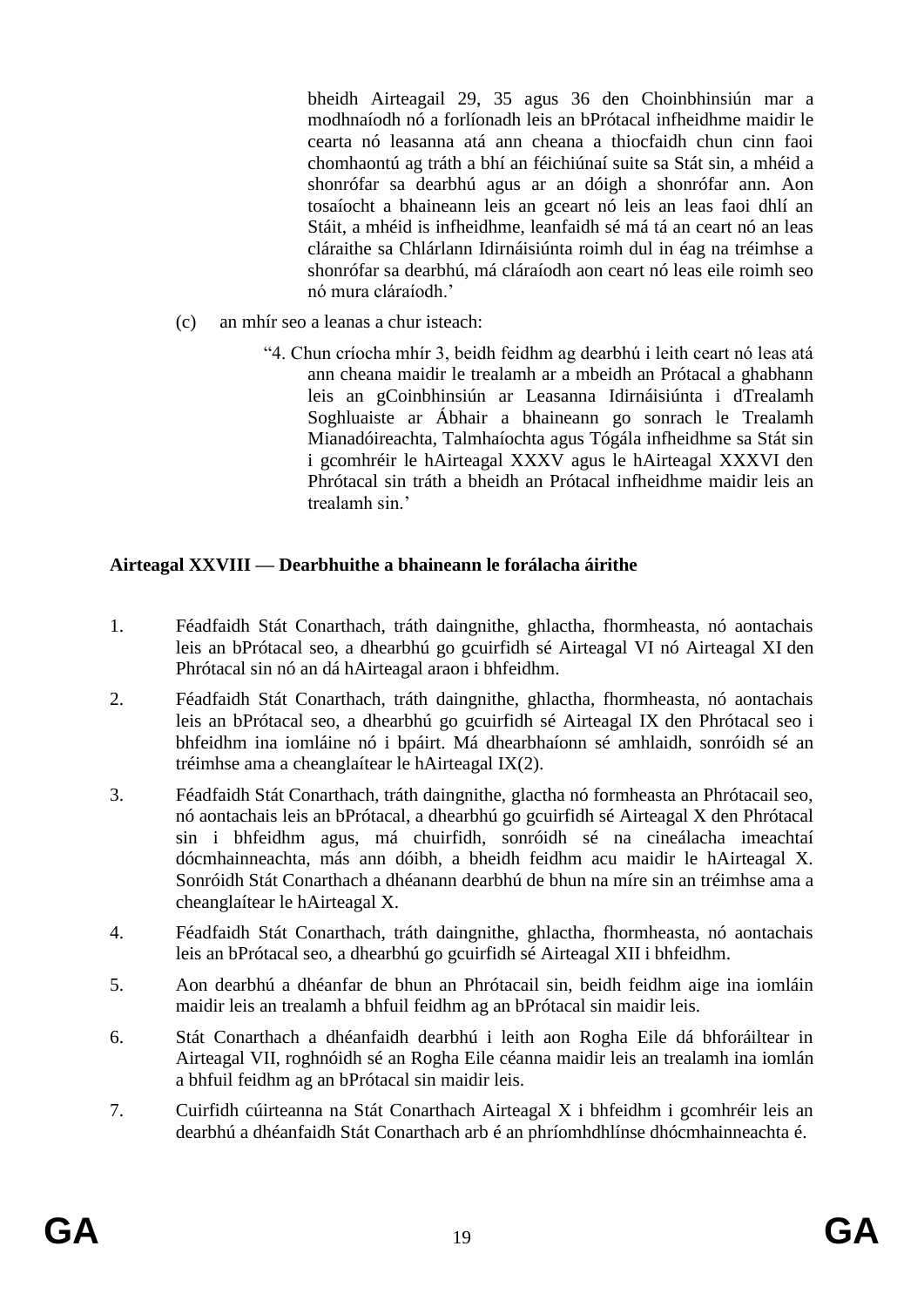bheidh Airteagail 29, 35 agus 36 den Choinbhinsiún mar a modhnaíodh nó a forlíonadh leis an bPrótacal infheidhme maidir le cearta nó leasanna atá ann cheana a thiocfaidh chun cinn faoi chomhaontú ag tráth a bhí an féichiúnaí suite sa Stát sin, a mhéid a shonrófar sa dearbhú agus ar an dóigh a shonrófar ann. Aon tosaíocht a bhaineann leis an gceart nó leis an leas faoi dhlí an Stáit, a mhéid is infheidhme, leanfaidh sé má tá an ceart nó an leas cláraithe sa Chlárlann Idirnáisiúnta roimh dul in éag na tréimhse a shonrófar sa dearbhú, má cláraíodh aon ceart nó leas eile roimh seo nó mura cláraíodh.'

(c) an mhír seo a leanas a chur isteach:

"4. Chun críocha mhír 3, beidh feidhm ag dearbhú i leith ceart nó leas atá ann cheana maidir le trealamh ar a mbeidh an Prótacal a ghabhann leis an gCoinbhinsiún ar Leasanna Idirnáisiúnta i dTrealamh Soghluaiste ar Ábhair a bhaineann go sonrach le Trealamh Mianadóireachta, Talmhaíochta agus Tógála infheidhme sa Stát sin i gcomhréir le hAirteagal XXXV agus le hAirteagal XXXVI den Phrótacal sin tráth a bheidh an Prótacal infheidhme maidir leis an trealamh sin.'

**Airteagal XXVIII — Dearbhuithe a bhaineann le forálacha áirithe**

1. Féadfaidh Stát Conarthach, tráth daingnithe, ghlactha, fhormheasta, nó aontachais leis an bPrótacal seo, a dhearbhú go gcuirfidh sé Airteagal VI nó Airteagal XI den Phrótacal sin nó an dá hAirteagal araon i bhfeidhm.

2. Féadfaidh Stát Conarthach, tráth daingnithe, ghlactha, fhormheasta, nó aontachais leis an bPrótacal seo, a dhearbhú go gcuirfidh sé Airteagal IX den Phrótacal seo i bhfeidhm ina iomláine nó i bpáirt. Má dhearbhaíonn sé amhlaidh, sonróidh sé an tréimhse ama a cheanglaítear le hAirteagal IX(2).

3. Féadfaidh Stát Conarthach, tráth daingnithe, glactha nó formheasta an Phrótacail seo, nó aontachais leis an bPrótacal, a dhearbhú go gcuirfidh sé Airteagal X den Phrótacal sin i bhfeidhm agus, má chuirfidh, sonróidh sé na cineálacha imeachtaí dócmhainneachta, más ann dóibh, a bheidh feidhm acu maidir le hAirteagal X. Sonróidh Stát Conarthach a dhéanann dearbhú de bhun na míre sin an tréimhse ama a cheanglaítear le hAirteagal X.

4. Féadfaidh Stát Conarthach, tráth daingnithe, ghlactha, fhormheasta, nó aontachais leis an bPrótacal seo, a dhearbhú go gcuirfidh sé Airteagal XII i bhfeidhm.

5. Aon dearbhú a dhéanfar de bhun an Phrótacail sin, beidh feidhm aige ina iomláin maidir leis an trealamh a bhfuil feidhm ag an bPrótacal sin maidir leis.

6. Stát Conarthach a dhéanfaidh dearbhú i leith aon Rogha Eile dá bhforáiltear in Airteagal VII, roghnóidh sé an Rogha Eile céanna maidir leis an trealamh ina iomlán a bhfuil feidhm ag an bPrótacal sin maidir leis.

7. Cuirfidh cúirteanna na Stát Conarthach Airteagal X i bhfeidhm i gcomhréir leis an dearbhú a dhéanfaidh Stát Conarthach arb é an phríomhdhlínse dhócmhainneachta é.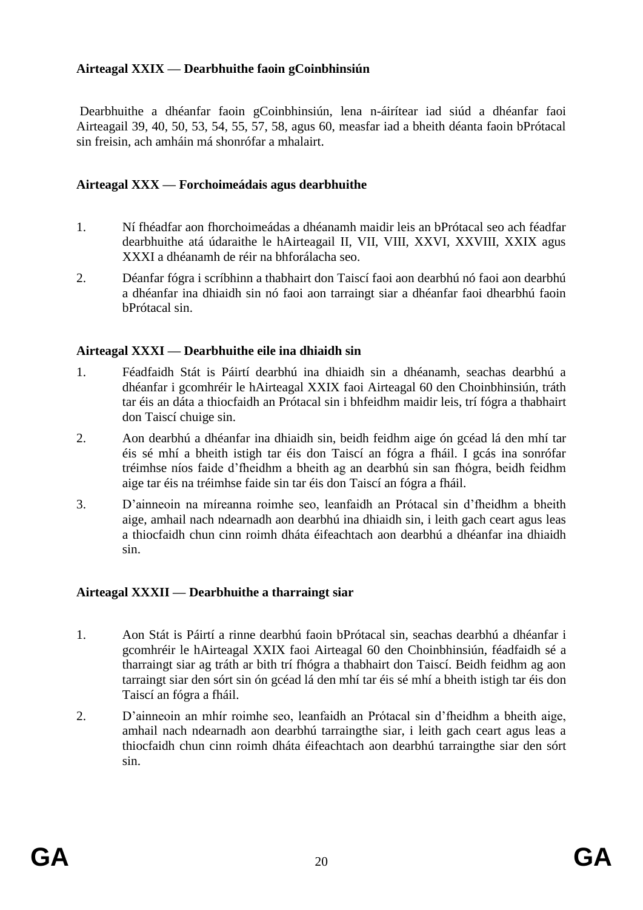**Airteagal XXIX — Dearbhuithe faoin gCoinbhinsiún**

Dearbhuithe a dhéanfar faoin gCoinbhinsiún, lena n-áirítear iad siúd a dhéanfar faoi Airteagail 39, 40, 50, 53, 54, 55, 57, 58, agus 60, measfar iad a bheith déanta faoin bPrótacal sin freisin, ach amháin má shonrófar a mhalairt.

**Airteagal XXX — Forchoimeádais agus dearbhuithe**

1. Ní fhéadfar aon fhorchoimeádas a dhéanamh maidir leis an bPrótacal seo ach féadfar dearbhuithe atá údaraithe le hAirteagail II, VII, VIII, XXVI, XXVIII, XXIX agus XXXI a dhéanamh de réir na bhforálacha seo.

2. Déanfar fógra i scríbhinn a thabhairt don Taiscí faoi aon dearbhú nó faoi aon dearbhú a dhéanfar ina dhiaidh sin nó faoi aon tarraingt siar a dhéanfar faoi dhearbhú faoin bPrótacal sin.

**Airteagal XXXI — Dearbhuithe eile ina dhiaidh sin**

1. Féadfaidh Stát is Páirtí dearbhú ina dhiaidh sin a dhéanamh, seachas dearbhú a dhéanfar i gcomhréir le hAirteagal XXIX faoi Airteagal 60 den Choinbhinsiún, tráth tar éis an dáta a thiocfaidh an Prótacal sin i bhfeidhm maidir leis, trí fógra a thabhairt don Taiscí chuige sin.

2. Aon dearbhú a dhéanfar ina dhiaidh sin, beidh feidhm aige ón gcéad lá den mhí tar éis sé mhí a bheith istigh tar éis don Taiscí an fógra a fháil. I gcás ina sonrófar tréimhse níos faide d'fheidhm a bheith ag an dearbhú sin san fhógra, beidh feidhm aige tar éis na tréimhse faide sin tar éis don Taiscí an fógra a fháil.

3. D'ainneoin na míreanna roimhe seo, leanfaidh an Prótacal sin d'fheidhm a bheith aige, amhail nach ndearnadh aon dearbhú ina dhiaidh sin, i leith gach ceart agus leas a thiocfaidh chun cinn roimh dháta éifeachtach aon dearbhú a dhéanfar ina dhiaidh sin.

**Airteagal XXXII — Dearbhuithe a tharraingt siar**

1. Aon Stát is Páirtí a rinne dearbhú faoin bPrótacal sin, seachas dearbhú a dhéanfar i gcomhréir le hAirteagal XXIX faoi Airteagal 60 den Choinbhinsiún, féadfaidh sé a tharraingt siar ag tráth ar bith trí fhógra a thabhairt don Taiscí. Beidh feidhm ag aon tarraingt siar den sórt sin ón gcéad lá den mhí tar éis sé mhí a bheith istigh tar éis don Taiscí an fógra a fháil.

2. D'ainneoin an mhír roimhe seo, leanfaidh an Prótacal sin d'fheidhm a bheith aige, amhail nach ndearnadh aon dearbhú tarraingthe siar, i leith gach ceart agus leas a thiocfaidh chun cinn roimh dháta éifeachtach aon dearbhú tarraingthe siar den sórt sin.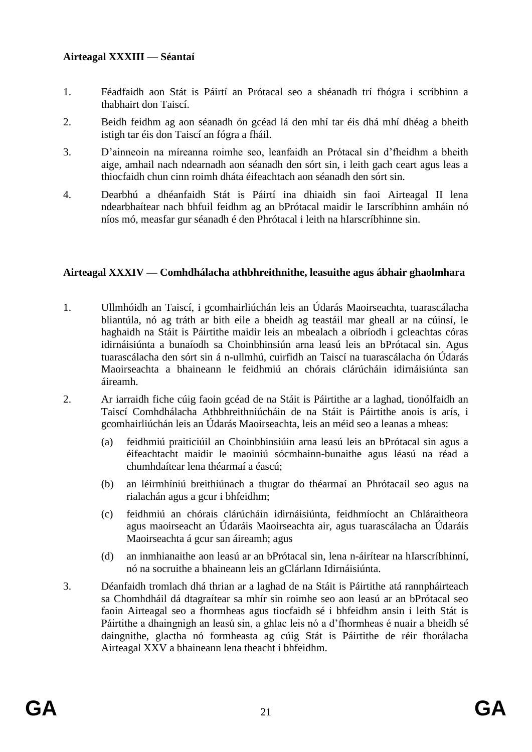**Airteagal XXXIII — Séantaí**

1. Féadfaidh aon Stát is Páirtí an Prótacal seo a shéanadh trí fhógra i scríbhinn a thabhairt don Taiscí.
2. Beidh feidhm ag aon séanadh ón gcéad lá den mhí tar éis dhá mhí dhéag a bheith istigh tar éis don Taiscí an fógra a fháil.
3. D’ainneoin na míreanna roimhe seo, leanfaidh an Prótacal sin d’fheidhm a bheith aige, amhail nach ndearnadh aon séanadh den sórt sin, i leith gach ceart agus leas a thiocfaidh chun cinn roimh dháta éifeachtach aon séanadh den sórt sin.
4. Dearbhú a dhéanfaidh Stát is Páirtí ina dhiaidh sin faoi Airteagal II lena ndearbhaítear nach bhfuil feidhm ag an bPrótacal maidir le Iarscríbhinn amháin nó níos mó, measfar gur séanadh é den Phrótacal i leith na hIarscríbhinne sin.

**Airteagal XXXIV — Comhdhálacha athbhreithnithe, leasuithe agus ábhair ghaolmhara**

1. Ullmhóidh an Taiscí, i gcomhairliúchán leis an Údarás Maoirseachta, tuarascálacha bliantúla, nó ag tráth ar bith eile a bheidh ag teastáil mar gheall ar na cúinsí, le haghaidh na Stáit is Páirtithe maidir leis an mbealach a oibríodh i gcleachtas córas idirnáisiúnta a bunaíodh sa Choinbhinsiún arna leasú leis an bPrótacal sin. Agus tuarascálacha den sórt sin á n-ullmhú, cuirfidh an Taiscí na tuarascálacha ón Údarás Maoirseachta a bhaineann le feidhmiú an chórais clárúcháin idirnáisiúnta san áireamh.
2. Ar iarraidh fiche cúig faoin gcéad de na Stáit is Páirtithe ar a laghad, tionólfaidh an Taiscí Comhdhálacha Athbhreithniúcháin de na Stáit is Páirtithe anois is arís, i gcomhairliúchán leis an Údarás Maoirseachta, leis an méid seo a leanas a mheas:
   (a) feidhmiú praiticiúil an Choinbhinsiúin arna leasú leis an bPrótacal sin agus a éifeachtacht maidir le maoiniú sócmhainn-bunaithe agus léasú na réad a chumhdaítear lena théarmaí a éascú;
   (b) an léirmhíniú breithiúnach a thugtar do théarmaí an Phrótacail seo agus na rialachán agus a gcur i bhfeidhm;
   (c) feidhmiú an chórais clárúcháin idirnáisiúnta, feidhmíocht an Chláraitheora agus maoirseacht an Údaráis Maoirseachta air, agus tuarascálacha an Údaráis Maoirseachta á gcur san áireamh; agus
   (d) an inmhianaithe aon leasú ar an bPrótacal sin, lena n-áirítear na hIarscríbhinní, nó na socruithe a bhaineann leis an gClárlann Idirnáisiúnta.
3. Déanfaidh tromlach dhá thrian ar a laghad de na Stáit is Páirtithe atá rannpháirteach sa Chomhdháil dá dtagraítear sa mhír sin roimhe seo aon leasú ar an bPrótacal seo faoin Airteagal seo a fhormheas agus tiocfaidh sé i bhfeidhm ansin i leith Stát is Páirtithe a dhaingnigh an leasú sin, a ghlac leis nó a d’fhormheas é nuair a bheidh sé daingnithe, glactha nó formheasta ag cúig Stát is Páirtithe de réir fhorálacha Airteagal XXV a bhaineann lena theacht i bhfeidhm.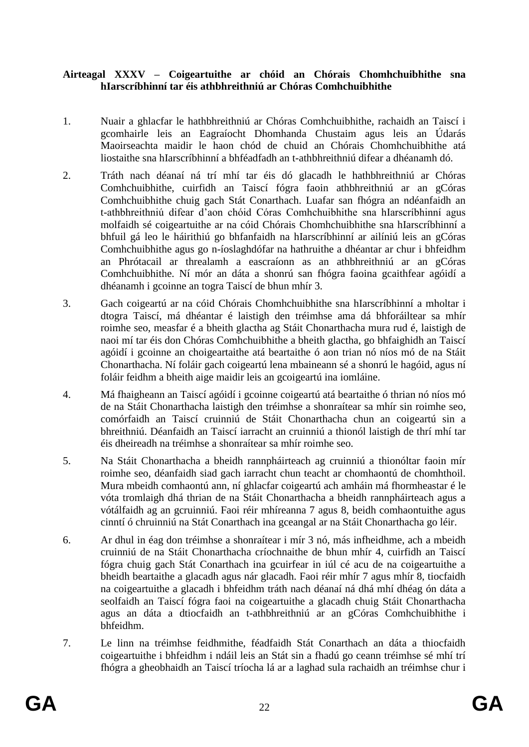**Airteagal XXXV – Coigeartuithe ar chóid an Chórais Chomhchuibhithe sna hIarscríbhinní tar éis athbhreithniú ar Chóras Comhchuibhithe**

1. Nuair a ghlacfar le hathbhreithniú ar Chóras Comhchuibhithe, rachaidh an Taiscí i gcomhairle leis an Eagraíocht Dhomhanda Chustaim agus leis an Údarás Maoirseachta maidir le haon chód de chuid an Chórais Chomhchuibhithe atá liostaithe sna hIarscríbhinní a bhféadfadh an t-athbhreithniú difear a dhéanamh dó.

2. Tráth nach déanaí ná trí mhí tar éis dó glacadh le hathbhreithniú ar Chóras Comhchuibhithe, cuirfidh an Taiscí fógra faoin athbhreithniú ar an gCóras Comhchuibhithe chuig gach Stát Conarthach. Luafar san fhógra an ndéanfaidh an t-athbhreithniú difear d'aon chóid Córas Comhchuibhithe sna hIarscríbhinní agus molfaidh sé coigeartuithe ar na cóid Chórais Chomhchuibhithe sna hIarscríbhinní a bhfuil gá leo le háirithiú go bhfanfaidh na hIarscríbhinní ar ailíniú leis an gCóras Comhchuibhithe agus go n-íoslaghdófar na hathruithe a dhéantar ar chur i bhfeidhm an Phrótacail ar threalamh a eascraíonn as an athbhreithniú ar an gCóras Comhchuibhithe. Ní mór an dáta a shonrú san fhógra faoina gcaithfear agóidí a dhéanamh i gcoinne an togra Taiscí de bhun mhír 3.

3. Gach coigeartú ar na cóid Chórais Chomhchuibhithe sna hIarscríbhinní a mholtar i dtogra Taiscí, má dhéantar é laistigh den tréimhse ama dá bhforáiltear sa mhír roimhe seo, measfar é a bheith glactha ag Stáit Chonarthacha mura rud é, laistigh de naoi mí tar éis don Chóras Comhchuibhithe a bheith glactha, go bhfaighidh an Taiscí agóidí i gcoinne an choigeartaithe atá beartaithe ó aon trian nó níos mó de na Stáit Chonarthacha. Ní foláir gach coigeartú lena mbaineann sé a shonrú le hagóid, agus ní foláir feidhm a bheith aige maidir leis an gcoigeartú ina iomláine.

4. Má fhaigheann an Taiscí agóidí i gcoinne coigeartú atá beartaithe ó thrian nó níos mó de na Stáit Chonarthacha laistigh den tréimhse a shonraítear sa mhír sin roimhe seo, comórfaidh an Taiscí cruinniú de Stáit Chonarthacha chun an coigeartú sin a bhreithniú. Déanfaidh an Taiscí iarracht an cruinniú a thionól laistigh de thrí mhí tar éis dheireadh na tréimhse a shonraítear sa mhír roimhe seo.

5. Na Stáit Chonarthacha a bheidh rannpháirteach ag cruinniú a thionóltar faoin mír roimhe seo, déanfaidh siad gach iarracht chun teacht ar chomhaontú de chomhthoil. Mura mbeidh comhaontú ann, ní ghlacfar coigeartú ach amháin má fhormheastar é le vóta tromlaigh dhá thrian de na Stáit Chonarthacha a bheidh rannpháirteach agus a vótálfaidh ag an gcruinniú. Faoi réir mhíreanna 7 agus 8, beidh comhaontuithe agus cinntí ó chruinniú na Stát Conarthach ina gceangal ar na Stáit Chonarthacha go léir.

6. Ar dhul in éag don tréimhse a shonraítear i mír 3 nó, más infheidhme, ach a mbeidh cruinniú de na Stáit Chonarthacha críochnaithe de bhun mhír 4, cuirfidh an Taiscí fógra chuig gach Stát Conarthach ina gcuirfear in iúl cé acu de na coigeartuithe a bheidh beartaithe a glacadh agus nár glacadh. Faoi réir mhír 7 agus mhír 8, tiocfaidh na coigeartuithe a glacadh i bhfeidhm tráth nach déanaí ná dhá mhí dhéag ón dáta a seolfaidh an Taiscí fógra faoi na coigeartuithe a glacadh chuig Stáit Chonarthacha agus an dáta a dtiocfaidh an t-athbhreithniú ar an gCóras Comhchuibhithe i bhfeidhm.

7. Le linn na tréimhse feidhmithe, féadfaidh Stát Conarthach an dáta a thiocfaidh coigeartuithe i bhfeidhm i ndáil leis an Stát sin a fhadú go ceann tréimhse sé mhí trí fhógra a gheobhaidh an Taiscí tríocha lá ar a laghad sula rachaidh an tréimhse chur i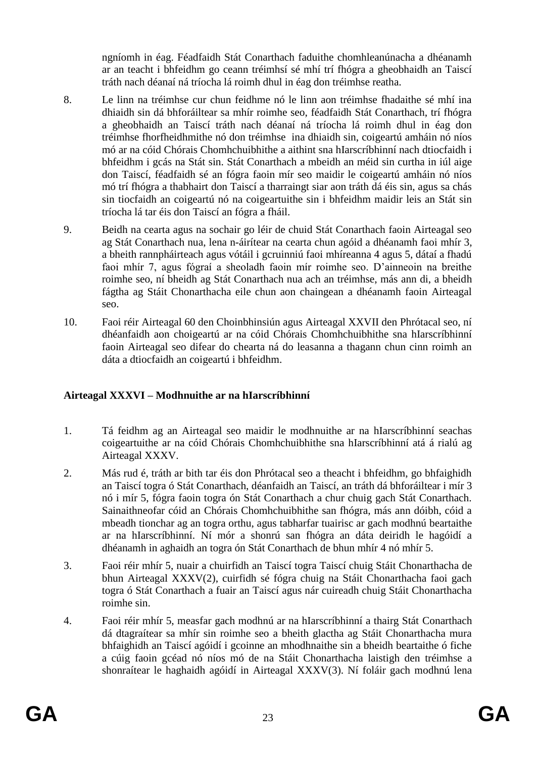ngníomh in éag. Féadfaidh Stát Conarthach faduithe chomhleanúnacha a dhéanamh ar an teacht i bhfeidhm go ceann tréimhsí sé mhí trí fhógra a gheobhaidh an Taiscí tráth nach déanaí ná tríocha lá roimh dhul in éag don tréimhse reatha.

8. Le linn na tréimhse cur chun feidhme nó le linn aon tréimhse fhadaithe sé mhí ina dhiaidh sin dá bhforáiltear sa mhír roimhe seo, féadfaidh Stát Conarthach, trí fhógra a gheobhaidh an Taiscí tráth nach déanaí ná tríocha lá roimh dhul in éag don tréimhse fhorfheidhmithe nó don tréimhse ina dhiaidh sin, coigeartú amháin nó níos mó ar na cóid Chórais Chomhchuibhithe a aithint sna hIarscríbhinní nach dtiocfaidh i bhfeidhm i gcás na Stát sin. Stát Conarthach a mbeidh an méid sin curtha in iúl aige don Taiscí, féadfaidh sé an fógra faoin mír seo maidir le coigeartú amháin nó níos mó trí fhógra a thabhairt don Taiscí a tharraingt siar aon tráth dá éis sin, agus sa chás sin tiocfaidh an coigeartú nó na coigeartuithe sin i bhfeidhm maidir leis an Stát sin tríocha lá tar éis don Taiscí an fógra a fháil.

9. Beidh na cearta agus na sochair go léir de chuid Stát Conarthach faoin Airteagal seo ag Stát Conarthach nua, lena n-áirítear na cearta chun agóid a dhéanamh faoi mhír 3, a bheith rannpháirteach agus vótáil i gcruinniú faoi mhíreanna 4 agus 5, dátaí a fhadú faoi mhír 7, agus fógraí a sheoladh faoin mír roimhe seo. D'ainneoin na breithe roimhe seo, ní bheidh ag Stát Conarthach nua ach an tréimhse, más ann di, a bheidh fágtha ag Stáit Chonarthacha eile chun aon chaingean a dhéanamh faoin Airteagal seo.

10. Faoi réir Airteagal 60 den Choinbhinsiún agus Airteagal XXVII den Phrótacal seo, ní dhéanfaidh aon choigeartú ar na cóid Chórais Chomhchuibhithe sna hIarscríbhinní faoin Airteagal seo difear do chearta ná do leasanna a thagann chun cinn roimh an dáta a dtiocfaidh an coigeartú i bhfeidhm.

**Airteagal XXXVI – Modhnuithe ar na hIarscríbhinní**

1. Tá feidhm ag an Airteagal seo maidir le modhnuithe ar na hIarscríbhinní seachas coigeartuithe ar na cóid Chórais Chomhchuibhithe sna hIarscríbhinní atá á rialú ag Airteagal XXXV.

2. Más rud é, tráth ar bith tar éis don Phrótacal seo a theacht i bhfeidhm, go bhfaighidh an Taiscí togra ó Stát Conarthach, déanfaidh an Taiscí, an tráth dá bhforáiltear i mír 3 nó i mír 5, fógra faoin togra ón Stát Conarthach a chur chuig gach Stát Conarthach. Sainaithneofar cóid an Chórais Chomhchuibhithe san fhógra, más ann dóibh, cóid a mbeadh tionchar ag an togra orthu, agus tabharfar tuairisc ar gach modhnú beartaithe ar na hIarscríbhinní. Ní mór a shonrú san fhógra an dáta deiridh le hagóidí a dhéanamh in aghaidh an togra ón Stát Conarthach de bhun mhír 4 nó mhír 5.

3. Faoi réir mhír 5, nuair a chuirfidh an Taiscí togra Taiscí chuig Stáit Chonarthacha de bhun Airteagal XXXV(2), cuirfidh sé fógra chuig na Stáit Chonarthacha faoi gach togra ó Stát Conarthach a fuair an Taiscí agus nár cuireadh chuig Stáit Chonarthacha roimhe sin.

4. Faoi réir mhír 5, measfar gach modhnú ar na hIarscríbhinní a thairg Stát Conarthach dá dtagraítear sa mhír sin roimhe seo a bheith glactha ag Stáit Chonarthacha mura bhfaighidh an Taiscí agóidí i gcoinne an mhodhnaithe sin a bheidh beartaithe ó fiche a cúig faoin gcéad nó níos mó de na Stáit Chonarthacha laistigh den tréimhse a shonraítear le haghaidh agóidí in Airteagal XXXV(3). Ní foláir gach modhnú lena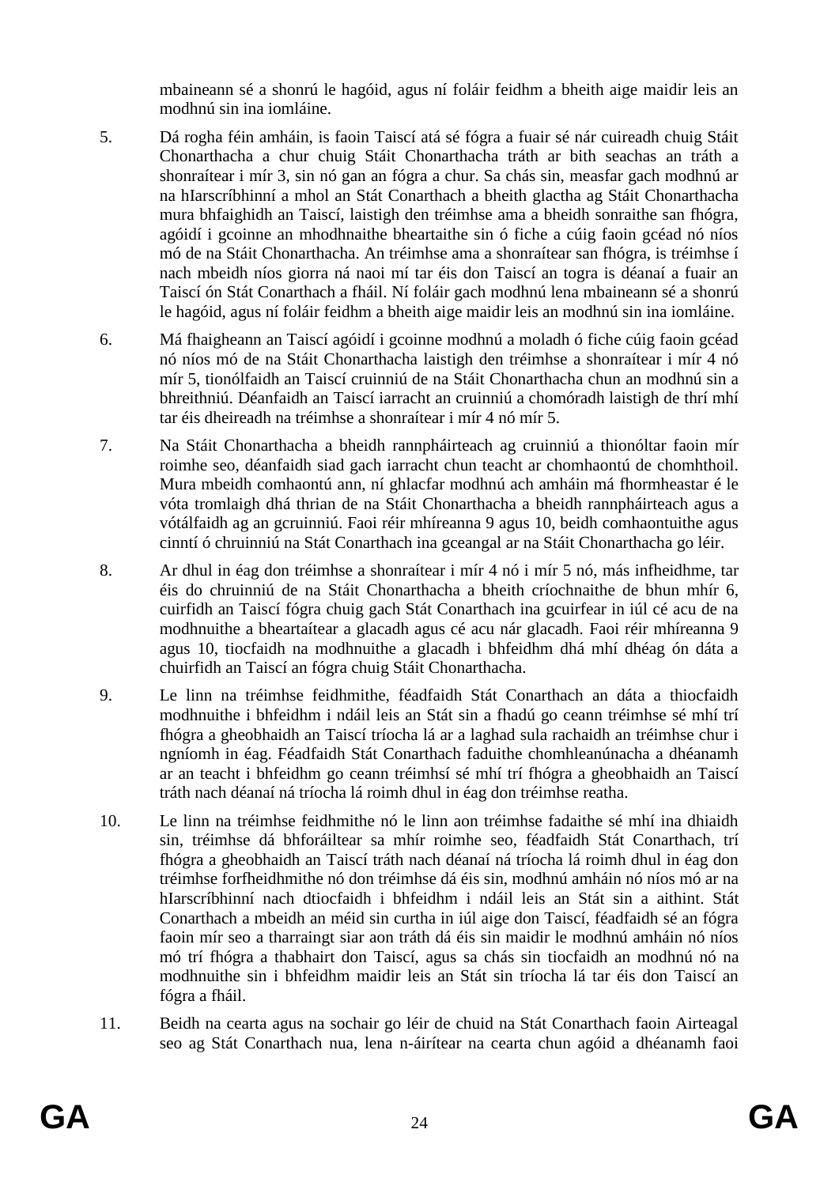mbaineann sé a shonrú le hagóid, agus ní foláir feidhm a bheith aige maidir leis an modhnú sin ina iomláine.

5. Dá rogha féin amháin, is faoin Taiscí atá sé fógra a fuair sé nár cuireadh chuig Stáit Chonarthacha a chur chuig Stáit Chonarthacha tráth ar bith seachas an tráth a shonraítear i mír 3, sin nó gan an fógra a chur. Sa chás sin, measfar gach modhnú ar na hIarscríbhinní a mhol an Stát Conarthach a bheith glactha ag Stáit Chonarthacha mura bhfaighidh an Taiscí, laistigh den tréimhse ama a bheidh sonraithe san fhógra, agóidí i gcoinne an mhodhnaithe bheartaithe sin ó fiche a cúig faoin gcéad nó níos mó de na Stáit Chonarthacha. An tréimhse ama a shonraítear san fhógra, is tréimhse í nach mbeidh níos giorra ná naoi mí tar éis don Taiscí an togra is déanaí a fuair an Taiscí ón Stát Conarthach a fháil. Ní foláir gach modhnú lena mbaineann sé a shonrú le hagóid, agus ní foláir feidhm a bheith aige maidir leis an modhnú sin ina iomláine.

6. Má fhaigheann an Taiscí agóidí i gcoinne modhnú a moladh ó fiche cúig faoin gcéad nó níos mó de na Stáit Chonarthacha laistigh den tréimhse a shonraítear i mír 4 nó mír 5, tionólfaidh an Taiscí cruinniú de na Stáit Chonarthacha chun an modhnú sin a bhreithniú. Déanfaidh an Taiscí iarracht an cruinniú a chomóradh laistigh de thrí mhí tar éis dheireadh na tréimhse a shonraítear i mír 4 nó mír 5.

7. Na Stáit Chonarthacha a bheidh rannpháirteach ag cruinniú a thionóltar faoin mír roimhe seo, déanfaidh siad gach iarracht chun teacht ar chomhaontú de chomhthoil. Mura mbeidh comhaontú ann, ní ghlacfar modhnú ach amháin má fhormheastar é le vóta tromlaigh dhá thrian de na Stáit Chonarthacha a bheidh rannpháirteach agus a vótálfaidh ag an gcruinniú. Faoi réir mhíreanna 9 agus 10, beidh comhaontuithe agus cinntí ó chruinniú na Stát Conarthach ina gceangal ar na Stáit Chonarthacha go léir.

8. Ar dhul in éag don tréimhse a shonraítear i mír 4 nó i mír 5 nó, más infheidhme, tar éis do chruinniú de na Stáit Chonarthacha a bheith críochnaithe de bhun mhír 6, cuirfidh an Taiscí fógra chuig gach Stát Conarthach ina gcuirfear in iúl cé acu de na modhnuithe a bheartaítear a glacadh agus cé acu nár glacadh. Faoi réir mhíreanna 9 agus 10, tiocfaidh na modhnuithe a glacadh i bhfeidhm dhá mhí dhéag ón dáta a chuirfidh an Taiscí an fógra chuig Stáit Chonarthacha.

9. Le linn na tréimhse feidhmithe, féadfaidh Stát Conarthach an dáta a thiocfaidh modhnuithe i bhfeidhm i ndáil leis an Stát sin a fhadú go ceann tréimhse sé mhí trí fhógra a gheobhaidh an Taiscí tríocha lá ar a laghad sula rachaidh an tréimhse chur i ngníomh in éag. Féadfaidh Stát Conarthach faduithe chomhleanúnacha a dhéanamh ar an teacht i bhfeidhm go ceann tréimhsí sé mhí trí fhógra a gheobhaidh an Taiscí tráth nach déanaí ná tríocha lá roimh dhul in éag don tréimhse reatha.

10. Le linn na tréimhse feidhmithe nó le linn aon tréimhse fadaithe sé mhí ina dhiaidh sin, tréimhse dá bhforáiltear sa mhír roimhe seo, féadfaidh Stát Conarthach, trí fhógra a gheobhaidh an Taiscí tráth nach déanaí ná tríocha lá roimh dhul in éag don tréimhse forfheidhmithe nó don tréimhse dá éis sin, modhnú amháin nó níos mó ar na hIarscríbhinní nach dtiocfaidh i bhfeidhm i ndáil leis an Stát sin a aithint. Stát Conarthach a mbeidh an méid sin curtha in iúl aige don Taiscí, féadfaidh sé an fógra faoin mír seo a tharraingt siar aon tráth dá éis sin maidir le modhnú amháin nó níos mó trí fhógra a thabhairt don Taiscí, agus sa chás sin tiocfaidh an modhnú nó na modhnuithe sin i bhfeidhm maidir leis an Stát sin tríocha lá tar éis don Taiscí an fógra a fháil.

11. Beidh na cearta agus na sochair go léir de chuid na Stát Conarthach faoin Airteagal seo ag Stát Conarthach nua, lena n-áirítear na cearta chun agóid a dhéanamh faoi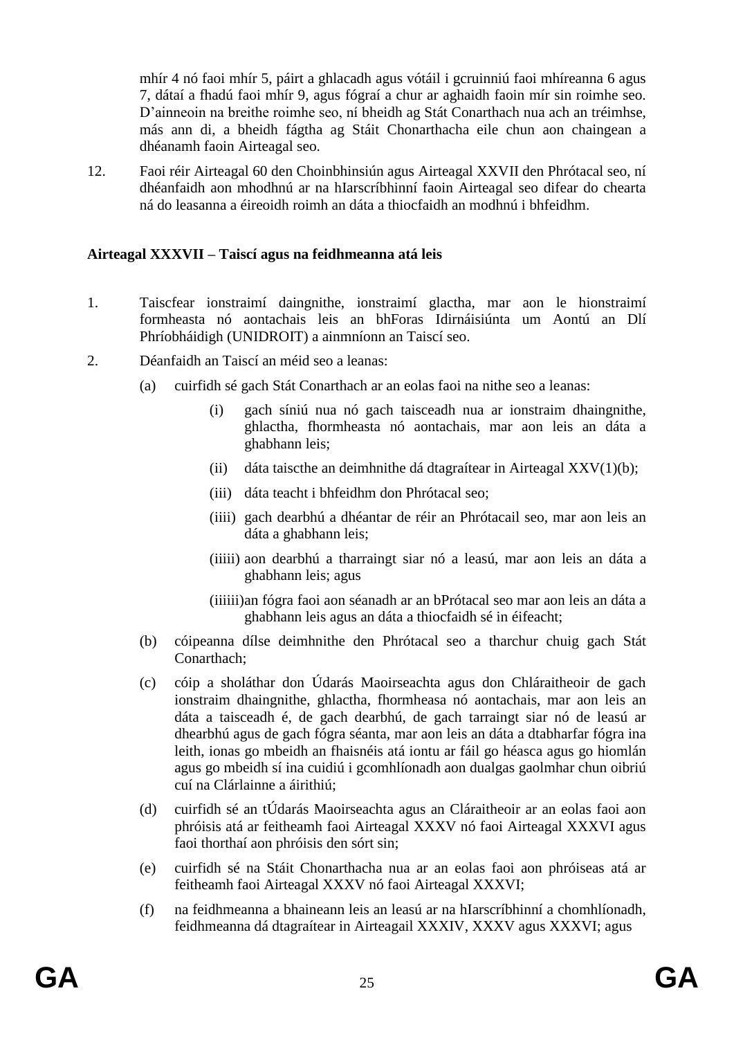mhír 4 nó faoi mhír 5, páirt a ghlacadh agus vótáil i gcruinniú faoi mhíreanna 6 agus 7, dátaí a fhadú faoi mhír 9, agus fógraí a chur ar aghaidh faoin mír sin roimhe seo. D'ainneoin na breithe roimhe seo, ní bheidh ag Stát Conarthach nua ach an tréimhse, más ann di, a bheidh fágtha ag Stáit Chonarthacha eile chun aon chaingean a dhéanamh faoin Airteagal seo.

12. Faoi réir Airteagal 60 den Choinbhinsiún agus Airteagal XXVII den Phrótacal seo, ní dhéanfaidh aon mhodhnú ar na hIarscríbhinní faoin Airteagal seo difear do chearta ná do leasanna a éireoidh roimh an dáta a thiocfaidh an modhnú i bhfeidhm.

**Airteagal XXXVII – Taiscí agus na feidhmeanna atá leis**

1. Taiscfear ionstraimí daingnithe, ionstraimí glactha, mar aon le hionstraimí formheasta nó aontachais leis an bhForas Idirnáisiúnta um Aontú an Dlí Phríobháidigh (UNIDROIT) a ainmníonn an Taiscí seo.

2. Déanfaidh an Taiscí an méid seo a leanas:

   (a) cuirfidh sé gach Stát Conarthach ar an eolas faoi na nithe seo a leanas:

      (i) gach síniú nua nó gach taisceadh nua ar ionstraim dhaingnithe, ghlactha, fhormheasta nó aontachais, mar aon leis an dáta a ghabhann leis;

      (ii) dáta taiscthe an deimhnithe dá dtagraítear in Airteagal XXV(1)(b);

      (iii) dáta teacht i bhfeidhm don Phrótacal seo;

      (iiii) gach dearbhú a dhéantar de réir an Phrótacail seo, mar aon leis an dáta a ghabhann leis;

      (iiiii) aon dearbhú a tharraingt siar nó a leasú, mar aon leis an dáta a ghabhann leis; agus

      (iiiiii) an fógra faoi aon séanadh ar an bPrótacal seo mar aon leis an dáta a ghabhann leis agus an dáta a thiocfaidh sé in éifeacht;

   (b) cóipeanna dílse deimhnithe den Phrótacal seo a tharchur chuig gach Stát Conarthach;

   (c) cóip a sholáthar don Údarás Maoirseachta agus don Chláraitheoir de gach ionstraim dhaingnithe, ghlactha, fhormheasa nó aontachais, mar aon leis an dáta a taisceadh é, de gach dearbhú, de gach tarraingt siar nó de leasú ar dhearbhú agus de gach fógra séanta, mar aon leis an dáta a dtabharfar fógra ina leith, ionas go mbeidh an fhaisnéis atá iontu ar fáil go héasca agus go hiomlán agus go mbeidh sí ina cuidiú i gcomhlíonadh aon dualgas gaolmhar chun oibriú cuí na Clárlainne a áirithiú;

   (d) cuirfidh sé an tÚdarás Maoirseachta agus an Cláraitheoir ar an eolas faoi aon phróisis atá ar feitheamh faoi Airteagal XXXV nó faoi Airteagal XXXVI agus faoi thorthaí aon phróisis den sórt sin;

   (e) cuirfidh sé na Stáit Chonarthacha nua ar an eolas faoi aon phróiseas atá ar feitheamh faoi Airteagal XXXV nó faoi Airteagal XXXVI;

   (f) na feidhmeanna a bhaineann leis an leasú ar na hIarscríbhinní a chomhlíonadh, feidhmeanna dá dtagraítear in Airteagail XXXIV, XXXV agus XXXVI; agus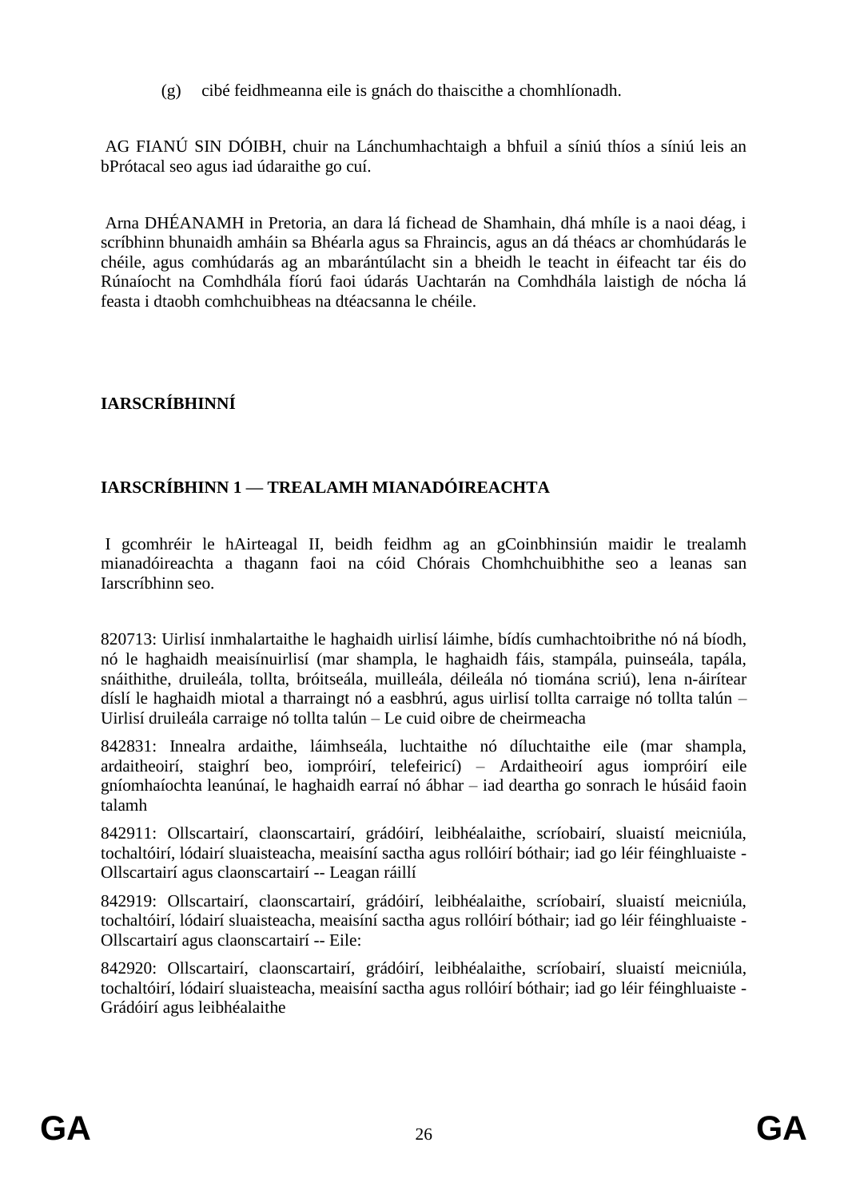(g) cibé feidhmeanna eile is gnách do thaiscithe a chomhlíonadh.

AG FIANÚ SIN DÓIBH, chuir na Lánchumhachtaigh a bhfuil a síniú thíos a síniú leis an bPrótacal seo agus iad údaraithe go cuí.

Arna DHÉANAMH in Pretoria, an dara lá fichead de Shamhain, dhá mhíle is a naoi déag, i scríbhinn bhunaidh amháin sa Bhéarla agus sa Fhraincis, agus an dá théacs ar chomhúdarás le chéile, agus comhúdarás ag an mbarántúlacht sin a bheidh le teacht in éifeacht tar éis do Rúnaíocht na Comhdhála fíorú faoi údarás Uachtarán na Comhdhála laistigh de nócha lá feasta i dtaobh comhchuibheas na dtéacsanna le chéile.

**IARSCRÍBHINNÍ**

**IARSCRÍBHINN 1 — TREALAMH MIANADÓIREACHTA**

I gcomhréir le hAirteagal II, beidh feidhm ag an gCoinbhinsiún maidir le trealamh mianadóireachta a thagann faoi na cóid Chórais Chomhchuibhithe seo a leanas san Iarscríbhinn seo.

820713: Uirlisí inmhalartaithe le haghaidh uirlisí láimhe, bídís cumhachtoibrithe nó ná bíodh, nó le haghaidh meaisínuirlisí (mar shampla, le haghaidh fáis, stampála, puinseála, tapála, snáithithe, druileála, tollta, bróitseála, muilleála, déileála nó tiomána scriú), lena n-áirítear díslí le haghaidh miotal a tharraingt nó a easbhrú, agus uirlisí tollta carraige nó tollta talún – Uirlisí druileála carraige nó tollta talún – Le cuid oibre de cheirmeacha

842831: Innealra ardaithe, láimhseála, luchtaithe nó díluchtaithe eile (mar shampla, ardaitheoirí, staighrí beo, iompróirí, telefeiricí) – Ardaitheoirí agus iompróirí eile gníomhaíochta leanúnaí, le haghaidh earraí nó ábhar – iad deartha go sonrach le húsáid faoin talamh

842911: Ollscartairí, claonscartairí, grádóirí, leibhéalaithe, scríobairí, sluaistí meicniúla, tochaltóirí, lódairí sluaisteacha, meaisíní sactha agus rollóirí bóthair; iad go léir féinghluaiste - Ollscartairí agus claonscartairí -- Leagan ráillí

842919: Ollscartairí, claonscartairí, grádóirí, leibhéalaithe, scríobairí, sluaistí meicniúla, tochaltóirí, lódairí sluaisteacha, meaisíní sactha agus rollóirí bóthair; iad go léir féinghluaiste - Ollscartairí agus claonscartairí -- Eile:

842920: Ollscartairí, claonscartairí, grádóirí, leibhéalaithe, scríobairí, sluaistí meicniúla, tochaltóirí, lódairí sluaisteacha, meaisíní sactha agus rollóirí bóthair; iad go léir féinghluaiste - Grádóirí agus leibhéalaithe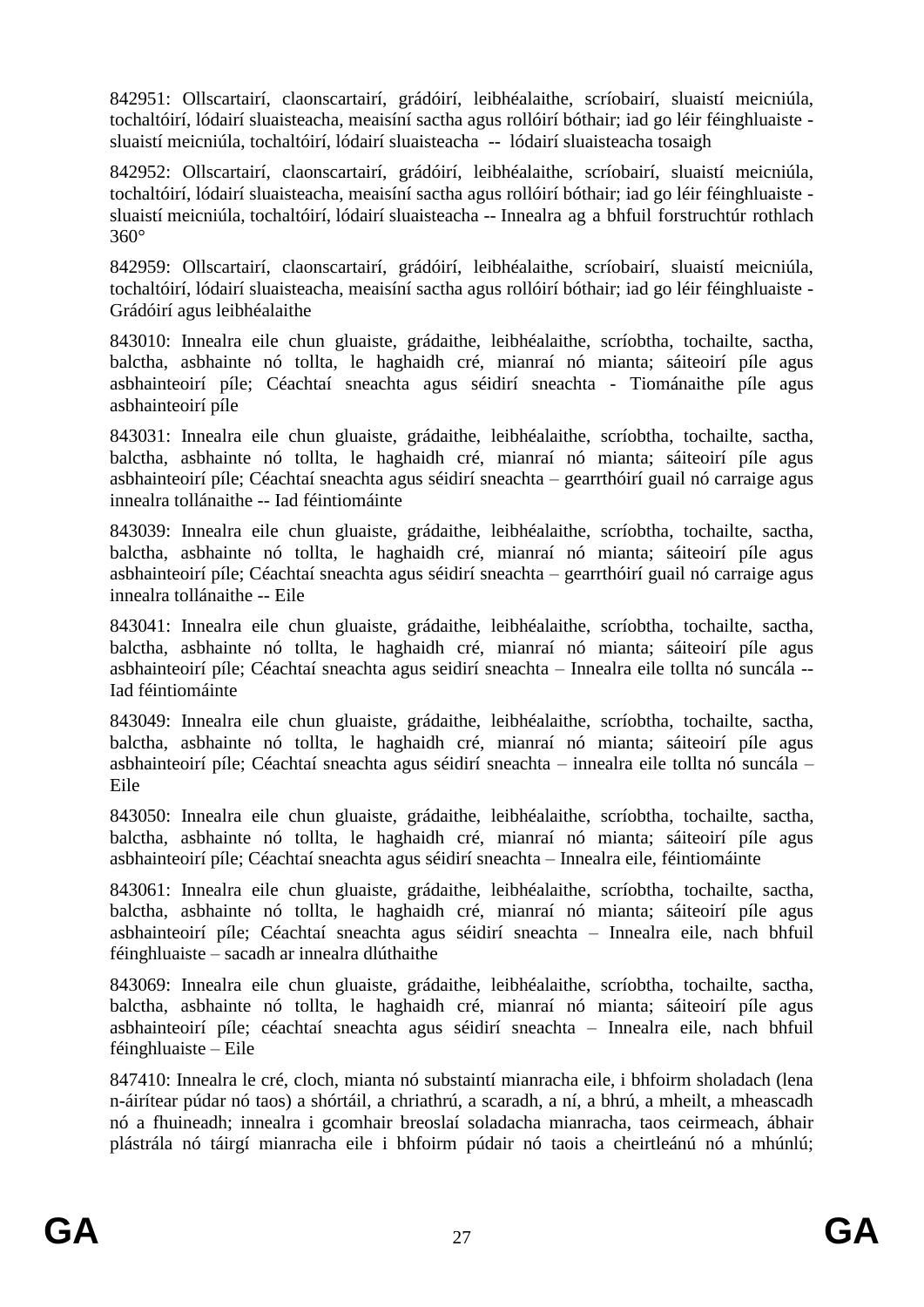842951: Ollscartairí, claonscartairí, grádóirí, leibhéalaithe, scríobairí, sluaistí meicniúla, tochaltóirí, lódairí sluaisteacha, meaisíní sactha agus rollóirí bóthair; iad go léir féinghluaiste - sluaistí meicniúla, tochaltóirí, lódairí sluaisteacha -- lódairí sluaisteacha tosaigh

842952: Ollscartairí, claonscartairí, grádóirí, leibhéalaithe, scríobairí, sluaistí meicniúla, tochaltóirí, lódairí sluaisteacha, meaisíní sactha agus rollóirí bóthair; iad go léir féinghluaiste - sluaistí meicniúla, tochaltóirí, lódairí sluaisteacha -- Innealra ag a bhfuil forstruchtúr rothlach 360°

842959: Ollscartairí, claonscartairí, grádóirí, leibhéalaithe, scríobairí, sluaistí meicniúla, tochaltóirí, lódairí sluaisteacha, meaisíní sactha agus rollóirí bóthair; iad go léir féinghluaiste - Grádóirí agus leibhéalaithe

843010: Innealra eile chun gluaiste, grádaithe, leibhéalaithe, scríobtha, tochailte, sactha, balctha, asbhainte nó tollta, le haghaidh cré, mianraí nó mianta; sáiteoirí píle agus asbhainteoirí píle; Céachtaí sneachta agus séidirí sneachta - Tiománaithe píle agus asbhainteoirí píle

843031: Innealra eile chun gluaiste, grádaithe, leibhéalaithe, scríobtha, tochailte, sactha, balctha, asbhainte nó tollta, le haghaidh cré, mianraí nó mianta; sáiteoirí píle agus asbhainteoirí píle; Céachtaí sneachta agus séidirí sneachta – gearrthóirí guail nó carraige agus innealra tollánaithe -- Iad féintiomáinte

843039: Innealra eile chun gluaiste, grádaithe, leibhéalaithe, scríobtha, tochailte, sactha, balctha, asbhainte nó tollta, le haghaidh cré, mianraí nó mianta; sáiteoirí píle agus asbhainteoirí píle; Céachtaí sneachta agus séidirí sneachta – gearrthóirí guail nó carraige agus innealra tollánaithe -- Eile

843041: Innealra eile chun gluaiste, grádaithe, leibhéalaithe, scríobtha, tochailte, sactha, balctha, asbhainte nó tollta, le haghaidh cré, mianraí nó mianta; sáiteoirí píle agus asbhainteoirí píle; Céachtaí sneachta agus seidirí sneachta – Innealra eile tollta nó suncála -- Iad féintiomáinte

843049: Innealra eile chun gluaiste, grádaithe, leibhéalaithe, scríobtha, tochailte, sactha, balctha, asbhainte nó tollta, le haghaidh cré, mianraí nó mianta; sáiteoirí píle agus asbhainteoirí píle; Céachtaí sneachta agus séidirí sneachta – innealra eile tollta nó suncála – Eile

843050: Innealra eile chun gluaiste, grádaithe, leibhéalaithe, scríobtha, tochailte, sactha, balctha, asbhainte nó tollta, le haghaidh cré, mianraí nó mianta; sáiteoirí píle agus asbhainteoirí píle; Céachtaí sneachta agus séidirí sneachta – Innealra eile, féintiomáinte

843061: Innealra eile chun gluaiste, grádaithe, leibhéalaithe, scríobtha, tochailte, sactha, balctha, asbhainte nó tollta, le haghaidh cré, mianraí nó mianta; sáiteoirí píle agus asbhainteoirí píle; Céachtaí sneachta agus séidirí sneachta – Innealra eile, nach bhfuil féinghluaiste – sacadh ar innealra dlúthaithe

843069: Innealra eile chun gluaiste, grádaithe, leibhéalaithe, scríobtha, tochailte, sactha, balctha, asbhainte nó tollta, le haghaidh cré, mianraí nó mianta; sáiteoirí píle agus asbhainteoirí píle; céachtaí sneachta agus séidirí sneachta – Innealra eile, nach bhfuil féinghluaiste – Eile

847410: Innealra le cré, cloch, mianta nó substaintí mianracha eile, i bhfoirm sholadach (lena n-áirítear púdar nó taos) a shórtáil, a chriathrú, a scaradh, a ní, a bhrú, a mheilt, a mheascadh nó a fhuineadh; innealra i gcomhair breoslaí soladacha mianracha, taos ceirmeach, ábhair plástrála nó táirgí mianracha eile i bhfoirm púdair nó taois a cheirtleánú nó a mhúnlú;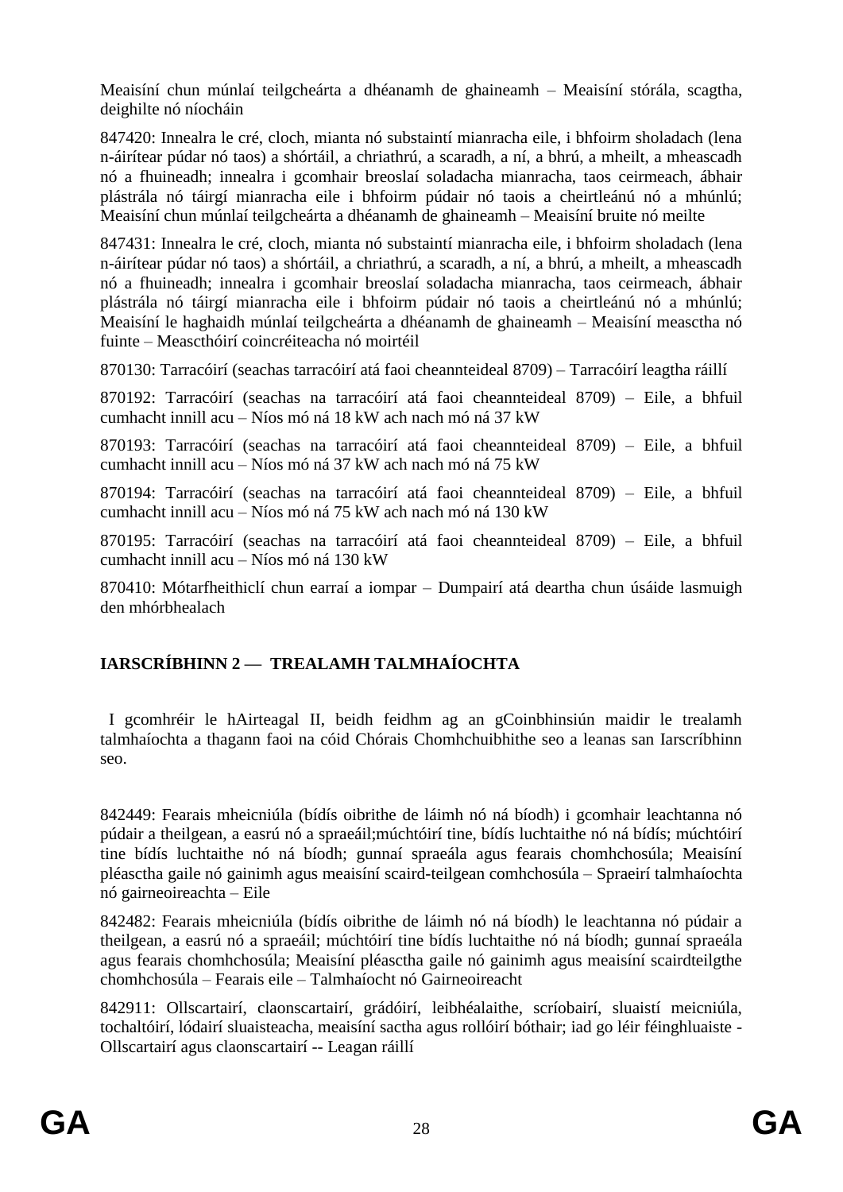Meaisíní chun múnlaí teilgcheárta a dhéanamh de ghaineamh – Meaisíní stórála, scagtha, deighilte nó níocháin

847420: Innealra le cré, cloch, mianta nó substaintí mianracha eile, i bhfoirm sholadach (lena n-áirítear púdar nó taos) a shórtáil, a chriathrú, a scaradh, a ní, a bhrú, a mheilt, a mheascadh nó a fhuineadh; innealra i gcomhair breoslaí soladacha mianracha, taos ceirmeach, ábhair plástrála nó táirgí mianracha eile i bhfoirm púdair nó taois a cheirtleánú nó a mhúnlú; Meaisíní chun múnlaí teilgcheárta a dhéanamh de ghaineamh – Meaisíní bruite nó meilte

847431: Innealra le cré, cloch, mianta nó substaintí mianracha eile, i bhfoirm sholadach (lena n-áirítear púdar nó taos) a shórtáil, a chriathrú, a scaradh, a ní, a bhrú, a mheilt, a mheascadh nó a fhuineadh; innealra i gcomhair breoslaí soladacha mianracha, taos ceirmeach, ábhair plástrála nó táirgí mianracha eile i bhfoirm púdair nó taois a cheirtleánú nó a mhúnlú; Meaisíní le haghaidh múnlaí teilgcheárta a dhéanamh de ghaineamh – Meaisíní measctha nó fuinte – Meascthóirí coincréiteacha nó moirtéil

870130: Tarracóirí (seachas tarracóirí atá faoi cheannteideal 8709) – Tarracóirí leagtha ráillí

870192: Tarracóirí (seachas na tarracóirí atá faoi cheannteideal 8709) – Eile, a bhfuil cumhacht innill acu – Níos mó ná 18 kW ach nach mó ná 37 kW

870193: Tarracóirí (seachas na tarracóirí atá faoi cheannteideal 8709) – Eile, a bhfuil cumhacht innill acu – Níos mó ná 37 kW ach nach mó ná 75 kW

870194: Tarracóirí (seachas na tarracóirí atá faoi cheannteideal 8709) – Eile, a bhfuil cumhacht innill acu – Níos mó ná 75 kW ach nach mó ná 130 kW

870195: Tarracóirí (seachas na tarracóirí atá faoi cheannteideal 8709) – Eile, a bhfuil cumhacht innill acu – Níos mó ná 130 kW

870410: Mótarfheithiclí chun earraí a iompar – Dumpairí atá deartha chun úsáide lasmuigh den mhórbhealach

## IARSCRÍBHINN 2 — TREALAMH TALMHAÍOCHTA

I gcomhréir le hAirteagal II, beidh feidhm ag an gCoinbhinsiún maidir le trealamh talmhaíochta a thagann faoi na cóid Chórais Chomhchuibhithe seo a leanas san Iarscríbhinn seo.

842449: Fearais mheicniúla (bídís oibrithe de láimh nó ná bíodh) i gcomhair leachtanna nó púdair a theilgean, a easrú nó a spraeáil;múchtóirí tine, bídís luchtaithe nó ná bídís; múchtóirí tine bídís luchtaithe nó ná bíodh; gunnaí spraeála agus fearais chomhchosúla; Meaisíní pléasctha gaile nó gainimh agus meaisíní scaird-teilgean comhchosúla – Spraeirí talmhaíochta nó gairneoireachta – Eile

842482: Fearais mheicniúla (bídís oibrithe de láimh nó ná bíodh) le leachtanna nó púdair a theilgean, a easrú nó a spraeáil; múchtóirí tine bídís luchtaithe nó ná bíodh; gunnaí spraeála agus fearais chomhchosúla; Meaisíní pléasctha gaile nó gainimh agus meaisíní scairdteilgthe chomhchosúla – Fearais eile – Talmhaíocht nó Gairneoireacht

842911: Ollscartairí, claonscartairí, grádóirí, leibhéalaithe, scríobairí, sluaistí meicniúla, tochaltóirí, lódairí sluaisteacha, meaisíní sactha agus rollóirí bóthair; iad go léir féinghluaiste - Ollscartairí agus claonscartairí -- Leagan ráillí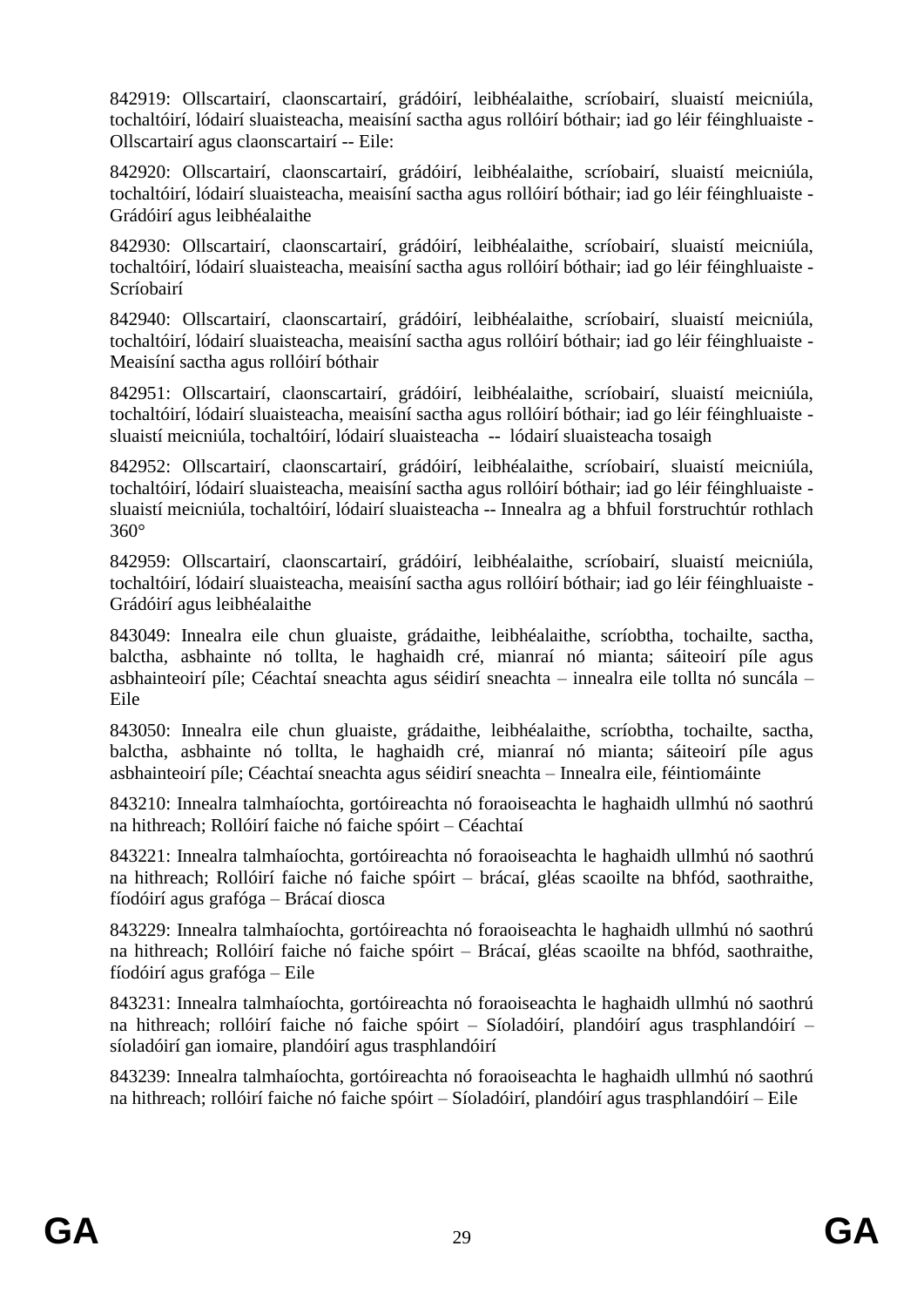842919: Ollscartairí, claonscartairí, grádóirí, leibhéalaithe, scríobairí, sluaistí meicniúla, tochaltóirí, lódairí sluaisteacha, meaisíní sactha agus rollóirí bóthair; iad go léir féinghluaiste - Ollscartairí agus claonscartairí -- Eile:

842920: Ollscartairí, claonscartairí, grádóirí, leibhéalaithe, scríobairí, sluaistí meicniúla, tochaltóirí, lódairí sluaisteacha, meaisíní sactha agus rollóirí bóthair; iad go léir féinghluaiste - Grádóirí agus leibhéalaithe

842930: Ollscartairí, claonscartairí, grádóirí, leibhéalaithe, scríobairí, sluaistí meicniúla, tochaltóirí, lódairí sluaisteacha, meaisíní sactha agus rollóirí bóthair; iad go léir féinghluaiste - Scríobairí

842940: Ollscartairí, claonscartairí, grádóirí, leibhéalaithe, scríobairí, sluaistí meicniúla, tochaltóirí, lódairí sluaisteacha, meaisíní sactha agus rollóirí bóthair; iad go léir féinghluaiste - Meaisíní sactha agus rollóirí bóthair

842951: Ollscartairí, claonscartairí, grádóirí, leibhéalaithe, scríobairí, sluaistí meicniúla, tochaltóirí, lódairí sluaisteacha, meaisíní sactha agus rollóirí bóthair; iad go léir féinghluaiste - sluaistí meicniúla, tochaltóirí, lódairí sluaisteacha -- lódairí sluaisteacha tosaigh

842952: Ollscartairí, claonscartairí, grádóirí, leibhéalaithe, scríobairí, sluaistí meicniúla, tochaltóirí, lódairí sluaisteacha, meaisíní sactha agus rollóirí bóthair; iad go léir féinghluaiste - sluaistí meicniúla, tochaltóirí, lódairí sluaisteacha -- Innealra ag a bhfuil forstruchtúr rothlach 360°

842959: Ollscartairí, claonscartairí, grádóirí, leibhéalaithe, scríobairí, sluaistí meicniúla, tochaltóirí, lódairí sluaisteacha, meaisíní sactha agus rollóirí bóthair; iad go léir féinghluaiste - Grádóirí agus leibhéalaithe

843049: Innealra eile chun gluaiste, grádaithe, leibhéalaithe, scríobtha, tochailte, sactha, balctha, asbhainte nó tollta, le haghaidh cré, mianraí nó mianta; sáiteoirí píle agus asbhainteoirí píle; Céachtaí sneachta agus séidirí sneachta – innealra eile tollta nó suncála – Eile

843050: Innealra eile chun gluaiste, grádaithe, leibhéalaithe, scríobtha, tochailte, sactha, balctha, asbhainte nó tollta, le haghaidh cré, mianraí nó mianta; sáiteoirí píle agus asbhainteoirí píle; Céachtaí sneachta agus séidirí sneachta – Innealra eile, féintiomáinte

843210: Innealra talmhaíochta, gortóireachta nó foraoiseachta le haghaidh ullmhú nó saothrú na hithreach; Rollóirí faiche nó faiche spóirt – Céachtaí

843221: Innealra talmhaíochta, gortóireachta nó foraoiseachta le haghaidh ullmhú nó saothrú na hithreach; Rollóirí faiche nó faiche spóirt – brácaí, gléas scaoilte na bhfód, saothraithe, fíodóirí agus grafóga – Brácaí diosca

843229: Innealra talmhaíochta, gortóireachta nó foraoiseachta le haghaidh ullmhú nó saothrú na hithreach; Rollóirí faiche nó faiche spóirt – Brácaí, gléas scaoilte na bhfód, saothraithe, fíodóirí agus grafóga – Eile

843231: Innealra talmhaíochta, gortóireachta nó foraoiseachta le haghaidh ullmhú nó saothrú na hithreach; rollóirí faiche nó faiche spóirt – Síoladóirí, plandóirí agus trasphlandóirí – síoladóirí gan iomaire, plandóirí agus trasphlandóirí

843239: Innealra talmhaíochta, gortóireachta nó foraoiseachta le haghaidh ullmhú nó saothrú na hithreach; rollóirí faiche nó faiche spóirt – Síoladóirí, plandóirí agus trasphlandóirí – Eile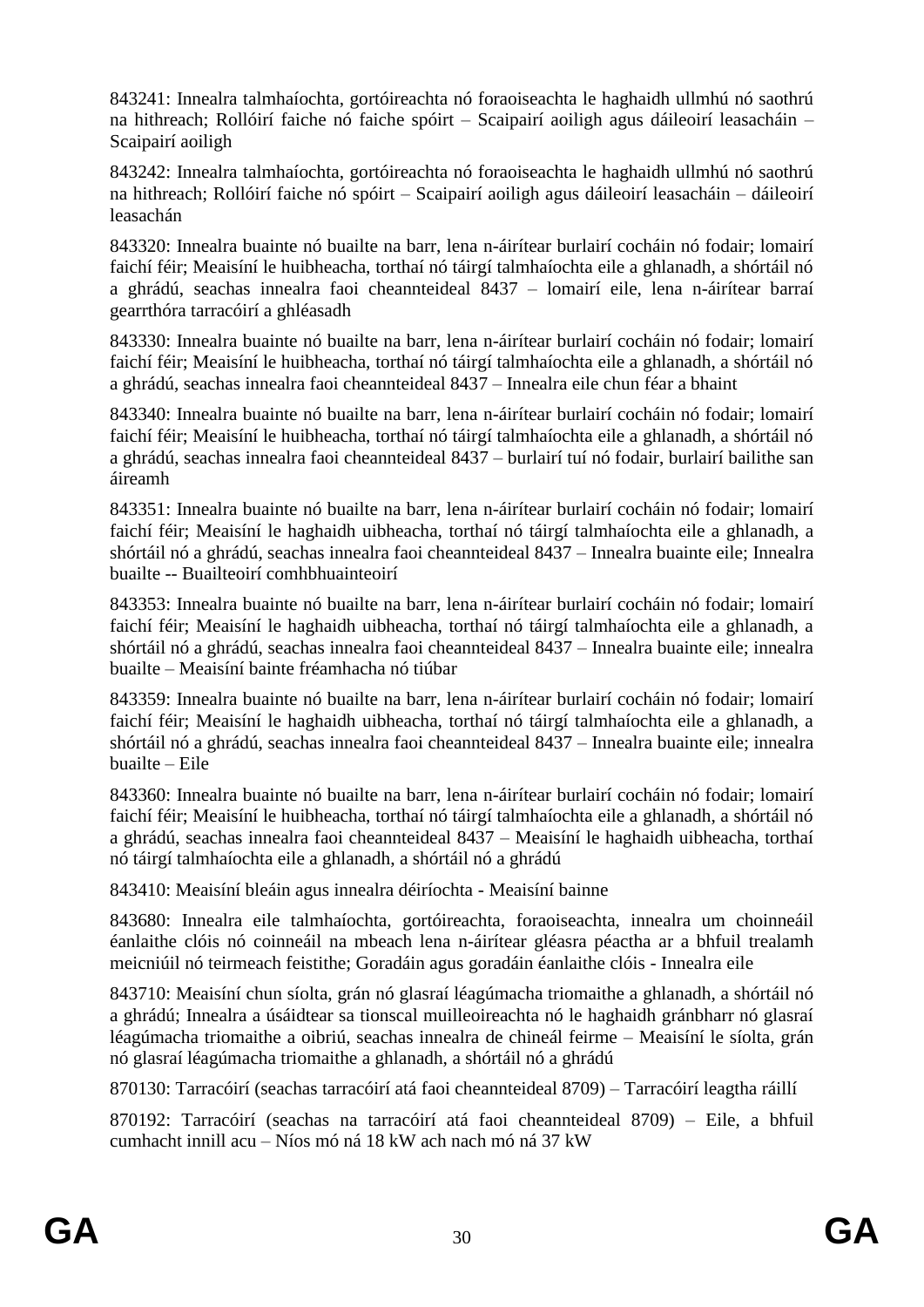843241: Innealra talmhaíochta, gortóireachta nó foraoiseachta le haghaidh ullmhú nó saothrú na hithreach; Rollóirí faiche nó faiche spóirt – Scaipairí aoiligh agus dáileoirí leasacháin – Scaipairí aoiligh

843242: Innealra talmhaíochta, gortóireachta nó foraoiseachta le haghaidh ullmhú nó saothrú na hithreach; Rollóirí faiche nó spóirt – Scaipairí aoiligh agus dáileoirí leasacháin – dáileoirí leasachán

843320: Innealra buainte nó buailte na barr, lena n-áirítear burlairí cocháin nó fodair; lomairí faichí féir; Meaisíní le huibheacha, torthaí nó táirgí talmhaíochta eile a ghlanadh, a shórtáil nó a ghrádú, seachas innealra faoi cheannteideal 8437 – lomairí eile, lena n-áirítear barraí gearrthóra tarracóirí a ghléasadh

843330: Innealra buainte nó buailte na barr, lena n-áirítear burlairí cocháin nó fodair; lomairí faichí féir; Meaisíní le huibheacha, torthaí nó táirgí talmhaíochta eile a ghlanadh, a shórtáil nó a ghrádú, seachas innealra faoi cheannteideal 8437 – Innealra eile chun féar a bhaint

843340: Innealra buainte nó buailte na barr, lena n-áirítear burlairí cocháin nó fodair; lomairí faichí féir; Meaisíní le huibheacha, torthaí nó táirgí talmhaíochta eile a ghlanadh, a shórtáil nó a ghrádú, seachas innealra faoi cheannteideal 8437 – burlairí tuí nó fodair, burlairí bailithe san áireamh

843351: Innealra buainte nó buailte na barr, lena n-áirítear burlairí cocháin nó fodair; lomairí faichí féir; Meaisíní le haghaidh uibheacha, torthaí nó táirgí talmhaíochta eile a ghlanadh, a shórtáil nó a ghrádú, seachas innealra faoi cheannteideal 8437 – Innealra buainte eile; Innealra buailte -- Buailteoirí comhbhuainteoirí

843353: Innealra buainte nó buailte na barr, lena n-áirítear burlairí cocháin nó fodair; lomairí faichí féir; Meaisíní le haghaidh uibheacha, torthaí nó táirgí talmhaíochta eile a ghlanadh, a shórtáil nó a ghrádú, seachas innealra faoi cheannteideal 8437 – Innealra buainte eile; innealra buailte – Meaisíní bainte fréamhacha nó tiúbar

843359: Innealra buainte nó buailte na barr, lena n-áirítear burlairí cocháin nó fodair; lomairí faichí féir; Meaisíní le haghaidh uibheacha, torthaí nó táirgí talmhaíochta eile a ghlanadh, a shórtáil nó a ghrádú, seachas innealra faoi cheannteideal 8437 – Innealra buainte eile; innealra buailte – Eile

843360: Innealra buainte nó buailte na barr, lena n-áirítear burlairí cocháin nó fodair; lomairí faichí féir; Meaisíní le huibheacha, torthaí nó táirgí talmhaíochta eile a ghlanadh, a shórtáil nó a ghrádú, seachas innealra faoi cheannteideal 8437 – Meaisíní le haghaidh uibheacha, torthaí nó táirgí talmhaíochta eile a ghlanadh, a shórtáil nó a ghrádú

843410: Meaisíní bleáin agus innealra déiríochta - Meaisíní bainne

843680: Innealra eile talmhaíochta, gortóireachta, foraoiseachta, innealra um choinneáil éanlaithe clóis nó coinneáil na mbeach lena n-áirítear gléasra péactha ar a bhfuil trealamh meicniúil nó teirmeach feistithe; Goradáin agus goradáin éanlaithe clóis - Innealra eile

843710: Meaisíní chun síolta, grán nó glasraí léagúmacha triomaithe a ghlanadh, a shórtáil nó a ghrádú; Innealra a úsáidtear sa tionscal muilleoireachta nó le haghaidh gránbharr nó glasraí léagúmacha triomaithe a oibriú, seachas innealra de chineál feirme – Meaisíní le síolta, grán nó glasraí léagúmacha triomaithe a ghlanadh, a shórtáil nó a ghrádú

870130: Tarracóirí (seachas tarracóirí atá faoi cheannteideal 8709) – Tarracóirí leagtha ráillí

870192: Tarracóirí (seachas na tarracóirí atá faoi cheannteideal 8709) – Eile, a bhfuil cumhacht innill acu – Níos mó ná 18 kW ach nach mó ná 37 kW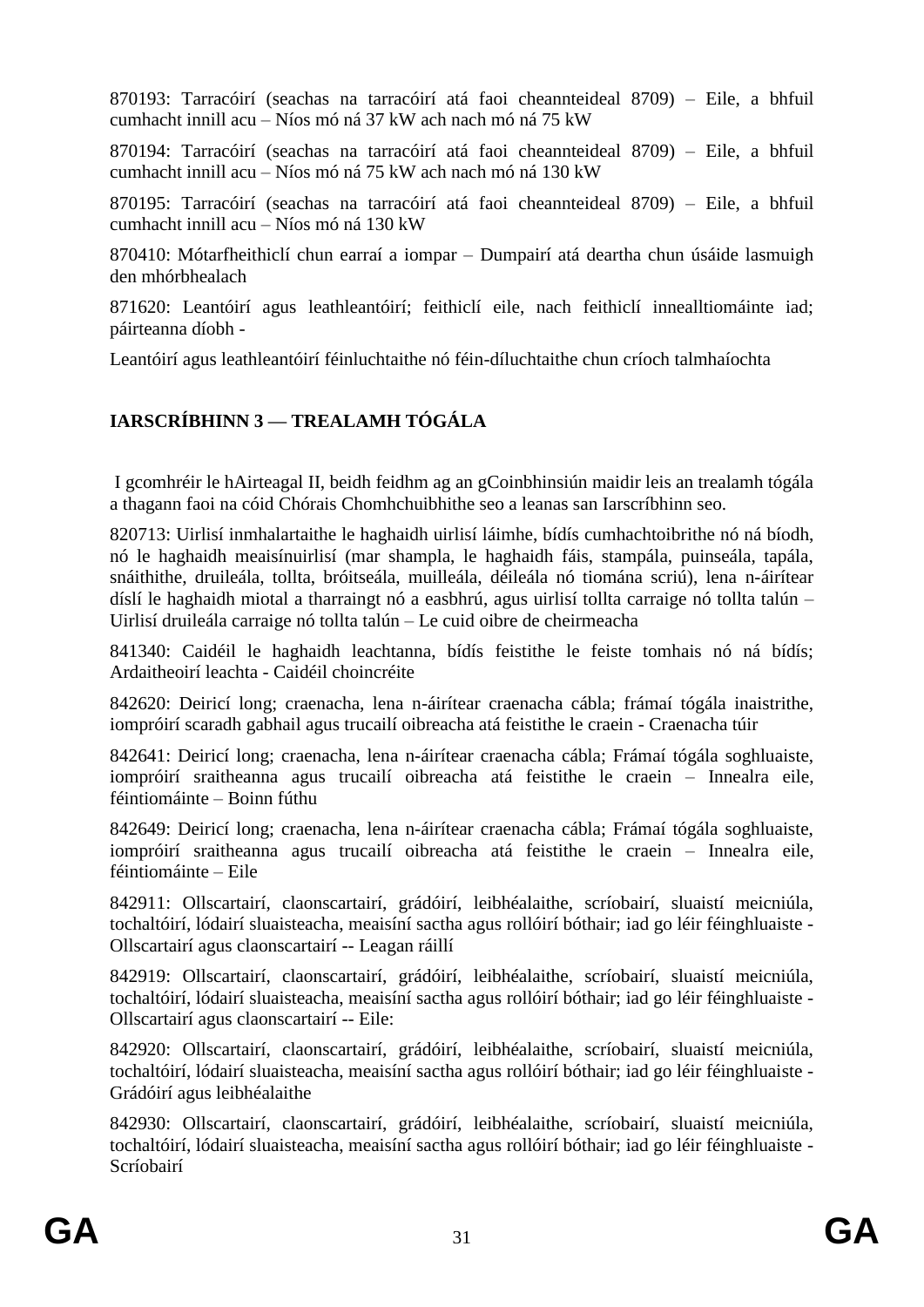870193: Tarracóirí (seachas na tarracóirí atá faoi cheannteideal 8709) – Eile, a bhfuil cumhacht innill acu – Níos mó ná 37 kW ach nach mó ná 75 kW

870194: Tarracóirí (seachas na tarracóirí atá faoi cheannteideal 8709) – Eile, a bhfuil cumhacht innill acu – Níos mó ná 75 kW ach nach mó ná 130 kW

870195: Tarracóirí (seachas na tarracóirí atá faoi cheannteideal 8709) – Eile, a bhfuil cumhacht innill acu – Níos mó ná 130 kW

870410: Mótarfheithiclí chun earraí a iompar – Dumpairí atá deartha chun úsáide lasmuigh den mhórbhealach

871620: Leantóirí agus leathleantóirí; feithiclí eile, nach feithiclí innealltiomáinte iad; páirteanna díobh -

Leantóirí agus leathleantóirí féinluchtaithe nó féin-díluchtaithe chun críoch talmhaíochta

## IARSCRÍBHINN 3 — TREALAMH TÓGÁLA

I gcomhréir le hAirteagal II, beidh feidhm ag an gCoinbhinsiún maidir leis an trealamh tógála a thagann faoi na cóid Chórais Chomhchuibhithe seo a leanas san Iarscríbhinn seo.

820713: Uirlisí inmhalartaithe le haghaidh uirlisí láimhe, bídís cumhachtoibrithe nó ná bíodh, nó le haghaidh meaisínuirlisí (mar shampla, le haghaidh fáis, stampála, puinseála, tapála, snáithithe, druileála, tollta, bróitseála, muilleála, déileála nó tiomána scriú), lena n-áirítear díslí le haghaidh miotal a tharraingt nó a easbhrú, agus uirlisí tollta carraige nó tollta talún – Uirlisí druileála carraige nó tollta talún – Le cuid oibre de cheirmeacha

841340: Caidéil le haghaidh leachtanna, bídís feistithe le feiste tomhais nó ná bídís; Ardaitheoirí leachta - Caidéil choincréite

842620: Deiricí long; craenacha, lena n-áirítear craenacha cábla; frámaí tógála inaistrithe, iompróirí scaradh gabhail agus trucailí oibreacha atá feistithe le craein - Craenacha túir

842641: Deiricí long; craenacha, lena n-áirítear craenacha cábla; Frámaí tógála soghluaiste, iompróirí sraitheanna agus trucailí oibreacha atá feistithe le craein – Innealra eile, féintiomáinte – Boinn fúthu

842649: Deiricí long; craenacha, lena n-áirítear craenacha cábla; Frámaí tógála soghluaiste, iompróirí sraitheanna agus trucailí oibreacha atá feistithe le craein – Innealra eile, féintiomáinte – Eile

842911: Ollscartairí, claonscartairí, grádóirí, leibhéalaithe, scríobairí, sluaistí meicniúla, tochaltóirí, lódairí sluaisteacha, meaisíní sactha agus rollóirí bóthair; iad go léir féinghluaiste - Ollscartairí agus claonscartairí -- Leagan ráillí

842919: Ollscartairí, claonscartairí, grádóirí, leibhéalaithe, scríobairí, sluaistí meicniúla, tochaltóirí, lódairí sluaisteacha, meaisíní sactha agus rollóirí bóthair; iad go léir féinghluaiste - Ollscartairí agus claonscartairí -- Eile:

842920: Ollscartairí, claonscartairí, grádóirí, leibhéalaithe, scríobairí, sluaistí meicniúla, tochaltóirí, lódairí sluaisteacha, meaisíní sactha agus rollóirí bóthair; iad go léir féinghluaiste - Grádóirí agus leibhéalaithe

842930: Ollscartairí, claonscartairí, grádóirí, leibhéalaithe, scríobairí, sluaistí meicniúla, tochaltóirí, lódairí sluaisteacha, meaisíní sactha agus rollóirí bóthair; iad go léir féinghluaiste - Scríobairí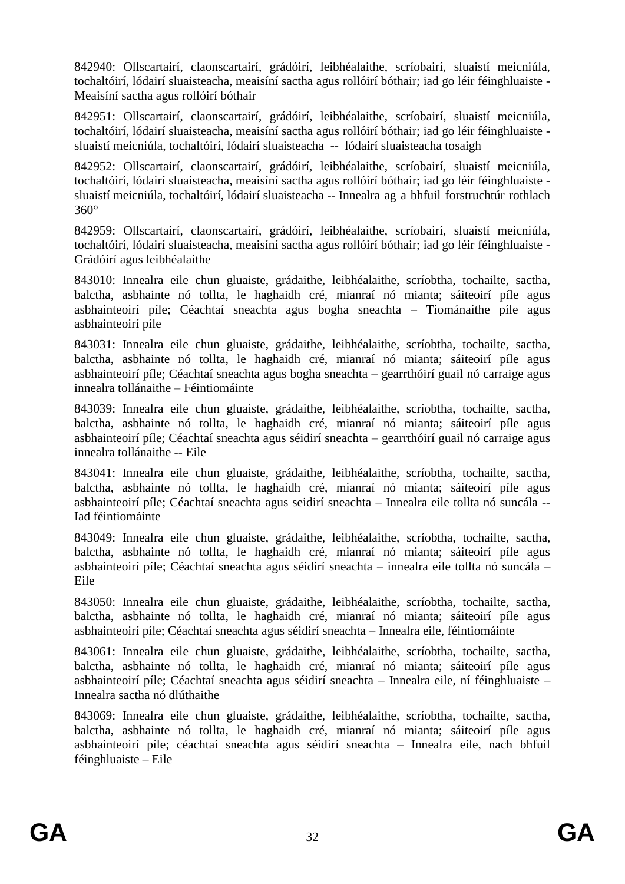842940: Ollscartairí, claonscartairí, grádóirí, leibhéalaithe, scríobairí, sluaistí meicniúla, tochaltóirí, lódairí sluaisteacha, meaisíní sactha agus rollóirí bóthair; iad go léir féinghluaiste - Meaisíní sactha agus rollóirí bóthair

842951: Ollscartairí, claonscartairí, grádóirí, leibhéalaithe, scríobairí, sluaistí meicniúla, tochaltóirí, lódairí sluaisteacha, meaisíní sactha agus rollóirí bóthair; iad go léir féinghluaiste - sluaistí meicniúla, tochaltóirí, lódairí sluaisteacha -- lódairí sluaisteacha tosaigh

842952: Ollscartairí, claonscartairí, grádóirí, leibhéalaithe, scríobairí, sluaistí meicniúla, tochaltóirí, lódairí sluaisteacha, meaisíní sactha agus rollóirí bóthair; iad go léir féinghluaiste - sluaistí meicniúla, tochaltóirí, lódairí sluaisteacha -- Innealra ag a bhfuil forstruchtúr rothlach 360°

842959: Ollscartairí, claonscartairí, grádóirí, leibhéalaithe, scríobairí, sluaistí meicniúla, tochaltóirí, lódairí sluaisteacha, meaisíní sactha agus rollóirí bóthair; iad go léir féinghluaiste - Grádóirí agus leibhéalaithe

843010: Innealra eile chun gluaiste, grádaithe, leibhéalaithe, scríobtha, tochailte, sactha, balctha, asbhainte nó tollta, le haghaidh cré, mianraí nó mianta; sáiteoirí píle agus asbhainteoirí píle; Céachtaí sneachta agus bogha sneachta – Tiománaithe píle agus asbhainteoirí píle

843031: Innealra eile chun gluaiste, grádaithe, leibhéalaithe, scríobtha, tochailte, sactha, balctha, asbhainte nó tollta, le haghaidh cré, mianraí nó mianta; sáiteoirí píle agus asbhainteoirí píle; Céachtaí sneachta agus bogha sneachta – gearrthóirí guail nó carraige agus innealra tollánaithe – Féintiomáinte

843039: Innealra eile chun gluaiste, grádaithe, leibhéalaithe, scríobtha, tochailte, sactha, balctha, asbhainte nó tollta, le haghaidh cré, mianraí nó mianta; sáiteoirí píle agus asbhainteoirí píle; Céachtaí sneachta agus séidirí sneachta – gearrthóirí guail nó carraige agus innealra tollánaithe -- Eile

843041: Innealra eile chun gluaiste, grádaithe, leibhéalaithe, scríobtha, tochailte, sactha, balctha, asbhainte nó tollta, le haghaidh cré, mianraí nó mianta; sáiteoirí píle agus asbhainteoirí píle; Céachtaí sneachta agus seidirí sneachta – Innealra eile tollta nó suncála -- Iad féintiomáinte

843049: Innealra eile chun gluaiste, grádaithe, leibhéalaithe, scríobtha, tochailte, sactha, balctha, asbhainte nó tollta, le haghaidh cré, mianraí nó mianta; sáiteoirí píle agus asbhainteoirí píle; Céachtaí sneachta agus séidirí sneachta – innealra eile tollta nó suncála – Eile

843050: Innealra eile chun gluaiste, grádaithe, leibhéalaithe, scríobtha, tochailte, sactha, balctha, asbhainte nó tollta, le haghaidh cré, mianraí nó mianta; sáiteoirí píle agus asbhainteoirí píle; Céachtaí sneachta agus séidirí sneachta – Innealra eile, féintiomáinte

843061: Innealra eile chun gluaiste, grádaithe, leibhéalaithe, scríobtha, tochailte, sactha, balctha, asbhainte nó tollta, le haghaidh cré, mianraí nó mianta; sáiteoirí píle agus asbhainteoirí píle; Céachtaí sneachta agus séidirí sneachta – Innealra eile, ní féinghluaiste – Innealra sactha nó dlúthaithe

843069: Innealra eile chun gluaiste, grádaithe, leibhéalaithe, scríobtha, tochailte, sactha, balctha, asbhainte nó tollta, le haghaidh cré, mianraí nó mianta; sáiteoirí píle agus asbhainteoirí píle; céachtaí sneachta agus séidirí sneachta – Innealra eile, nach bhfuil féinghluaiste – Eile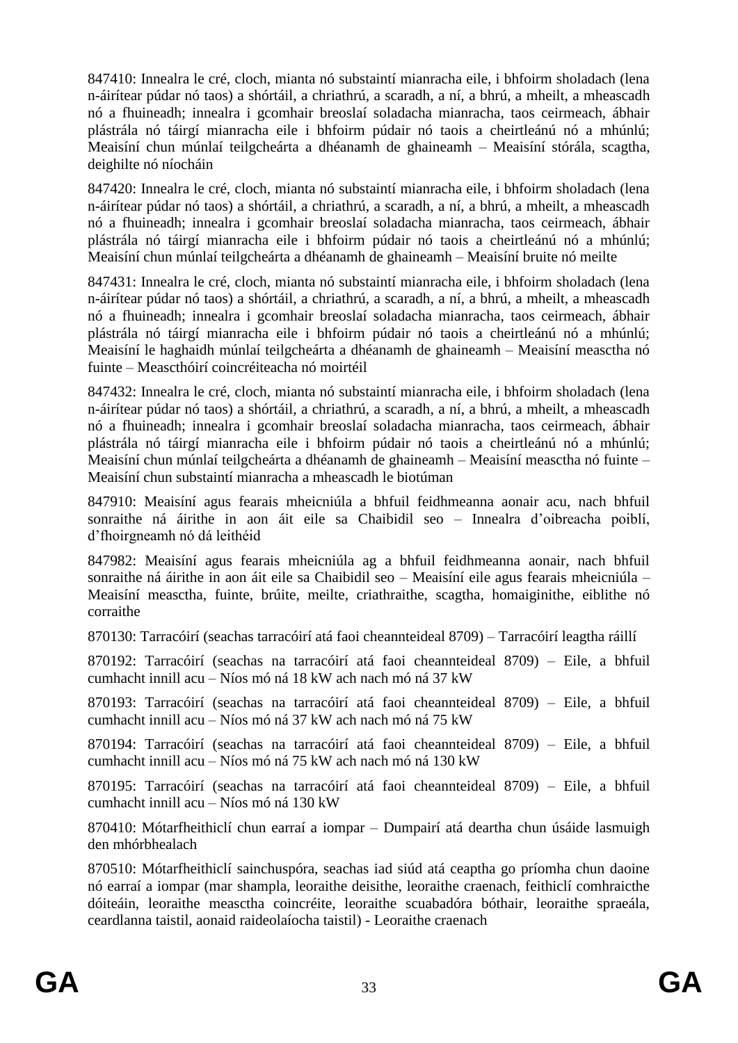847410: Innealra le cré, cloch, mianta nó substaintí mianracha eile, i bhfoirm sholadach (lena n-áirítear púdar nó taos) a shórtáil, a chriathrú, a scaradh, a ní, a bhrú, a mheilt, a mheascadh nó a fhuineadh; innealra i gcomhair breoslaí soladacha mianracha, taos ceirmeach, ábhair plástrála nó táirgí mianracha eile i bhfoirm púdair nó taois a cheirtleánú nó a mhúnlú; Meaisíní chun múnlaí teilgcheárta a dhéanamh de ghaineamh – Meaisíní stórála, scagtha, deighilte nó níocháin

847420: Innealra le cré, cloch, mianta nó substaintí mianracha eile, i bhfoirm sholadach (lena n-áirítear púdar nó taos) a shórtáil, a chriathrú, a scaradh, a ní, a bhrú, a mheilt, a mheascadh nó a fhuineadh; innealra i gcomhair breoslaí soladacha mianracha, taos ceirmeach, ábhair plástrála nó táirgí mianracha eile i bhfoirm púdair nó taois a cheirtleánú nó a mhúnlú; Meaisíní chun múnlaí teilgcheárta a dhéanamh de ghaineamh – Meaisíní bruite nó meilte

847431: Innealra le cré, cloch, mianta nó substaintí mianracha eile, i bhfoirm sholadach (lena n-áirítear púdar nó taos) a shórtáil, a chriathrú, a scaradh, a ní, a bhrú, a mheilt, a mheascadh nó a fhuineadh; innealra i gcomhair breoslaí soladacha mianracha, taos ceirmeach, ábhair plástrála nó táirgí mianracha eile i bhfoirm púdair nó taois a cheirtleánú nó a mhúnlú; Meaisíní le haghaidh múnlaí teilgcheárta a dhéanamh de ghaineamh – Meaisíní measctha nó fuinte – Meascthóirí coincréiteacha nó moirtéil

847432: Innealra le cré, cloch, mianta nó substaintí mianracha eile, i bhfoirm sholadach (lena n-áirítear púdar nó taos) a shórtáil, a chriathrú, a scaradh, a ní, a bhrú, a mheilt, a mheascadh nó a fhuineadh; innealra i gcomhair breoslaí soladacha mianracha, taos ceirmeach, ábhair plástrála nó táirgí mianracha eile i bhfoirm púdair nó taois a cheirtleánú nó a mhúnlú; Meaisíní chun múnlaí teilgcheárta a dhéanamh de ghaineamh – Meaisíní measctha nó fuinte – Meaisíní chun substaintí mianracha a mheascadh le biotúman

847910: Meaisíní agus fearais mheicniúla a bhfuil feidhmeanna aonair acu, nach bhfuil sonraithe ná áirithe in aon áit eile sa Chaibidil seo – Innealra d'oibreacha poiblí, d'fhoirgneamh nó dá leithéid

847982: Meaisíní agus fearais mheicniúla ag a bhfuil feidhmeanna aonair, nach bhfuil sonraithe ná áirithe in aon áit eile sa Chaibidil seo – Meaisíní eile agus fearais mheicniúla – Meaisíní measctha, fuinte, brúite, meilte, criathraithe, scagtha, homaiginithe, eiblithe nó corraithe

870130: Tarracóirí (seachas tarracóirí atá faoi cheannteideal 8709) – Tarracóirí leagtha ráillí

870192: Tarracóirí (seachas na tarracóirí atá faoi cheannteideal 8709) – Eile, a bhfuil cumhacht innill acu – Níos mó ná 18 kW ach nach mó ná 37 kW

870193: Tarracóirí (seachas na tarracóirí atá faoi cheannteideal 8709) – Eile, a bhfuil cumhacht innill acu – Níos mó ná 37 kW ach nach mó ná 75 kW

870194: Tarracóirí (seachas na tarracóirí atá faoi cheannteideal 8709) – Eile, a bhfuil cumhacht innill acu – Níos mó ná 75 kW ach nach mó ná 130 kW

870195: Tarracóirí (seachas na tarracóirí atá faoi cheannteideal 8709) – Eile, a bhfuil cumhacht innill acu – Níos mó ná 130 kW

870410: Mótarfheithiclí chun earraí a iompar – Dumpairí atá deartha chun úsáide lasmuigh den mhórbhealach

870510: Mótarfheithiclí sainchuspóra, seachas iad siúd atá ceaptha go príomha chun daoine nó earraí a iompar (mar shampla, leoraithe deisithe, leoraithe craenach, feithiclí comhraicthe dóiteáin, leoraithe measctha coincréite, leoraithe scuabadóra bóthair, leoraithe spraeála, ceardlanna taistil, aonaid raideolaíocha taistil) - Leoraithe craenach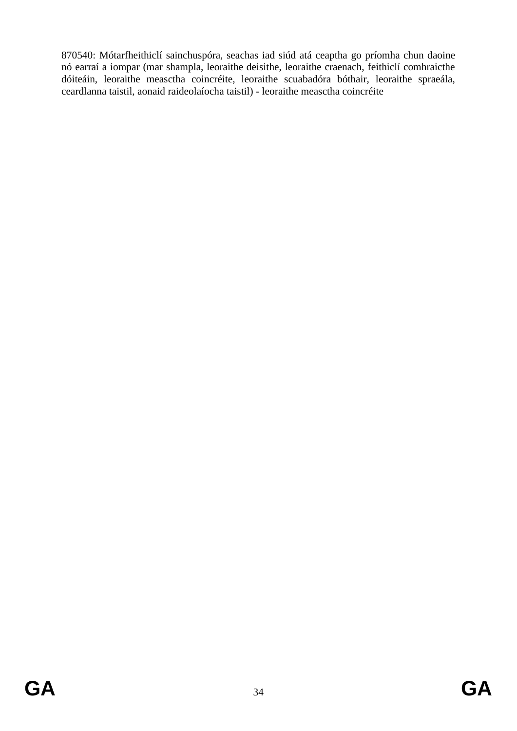870540: Mótarfheithiclí sainchuspóra, seachas iad siúd atá ceaptha go príomha chun daoine nó earraí a iompar (mar shampla, leoraithe deisithe, leoraithe craenach, feithiclí comhraicthe dóiteáin, leoraithe measctha coincréite, leoraithe scuabadóra bóthair, leoraithe spraeála, ceardlanna taistil, aonaid raideolaíocha taistil) - leoraithe measctha coincréite